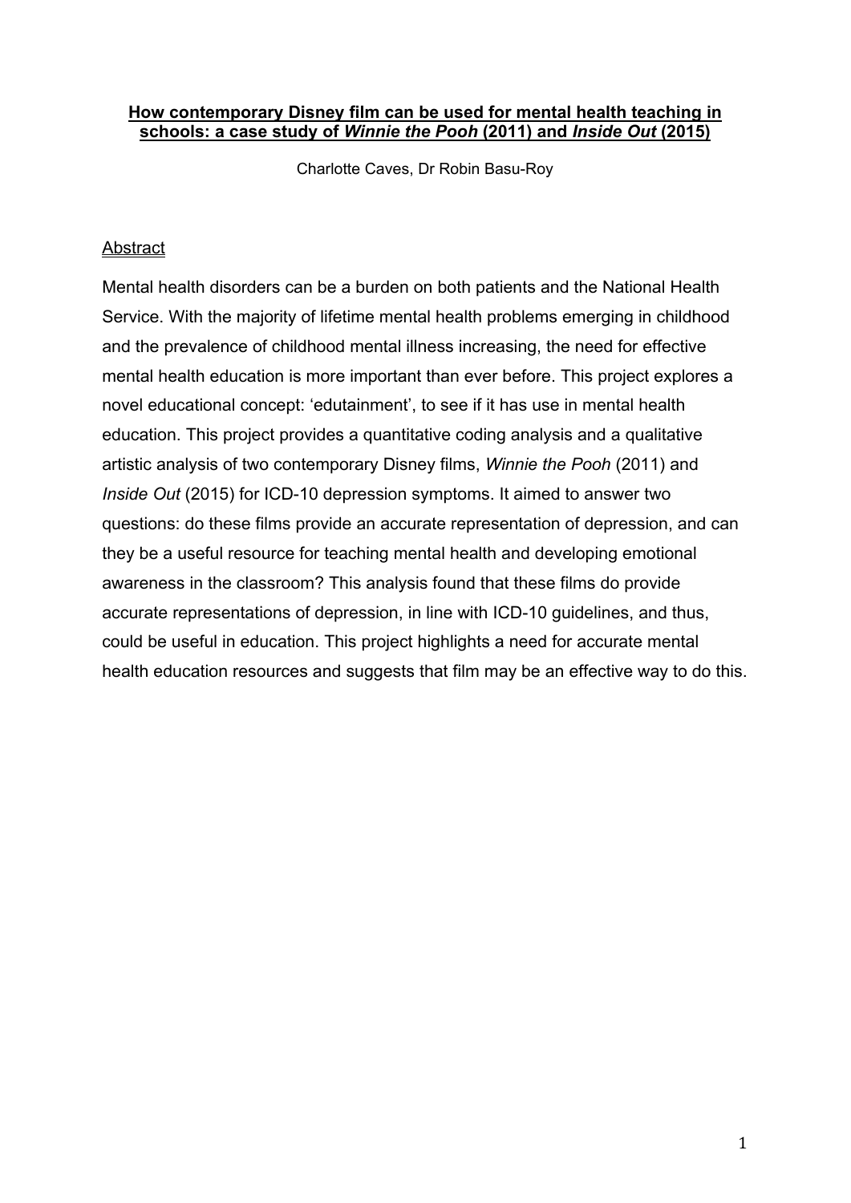# How contemporary Disney film can be used for mental health teaching in schools: a case study of *Winnie the Pooh* (2011) and *Inside Out* (2015)

Charlotte Caves, Dr Robin Basu-Roy

## Abstract

Mental health disorders can be a burden on both patients and the National Health Service. With the majority of lifetime mental health problems emerging in childhood and the prevalence of childhood mental illness increasing, the need for effective mental health education is more important than ever before. This project explores a novel educational concept: 'edutainment', to see if it has use in mental health education. This project provides a quantitative coding analysis and a qualitative artistic analysis of two contemporary Disney films, *Winnie the Pooh* (2011) and *Inside Out* (2015) for ICD-10 depression symptoms. It aimed to answer two questions: do these films provide an accurate representation of depression, and can they be a useful resource for teaching mental health and developing emotional awareness in the classroom? This analysis found that these films do provide accurate representations of depression, in line with ICD-10 guidelines, and thus, could be useful in education. This project highlights a need for accurate mental health education resources and suggests that film may be an effective way to do this.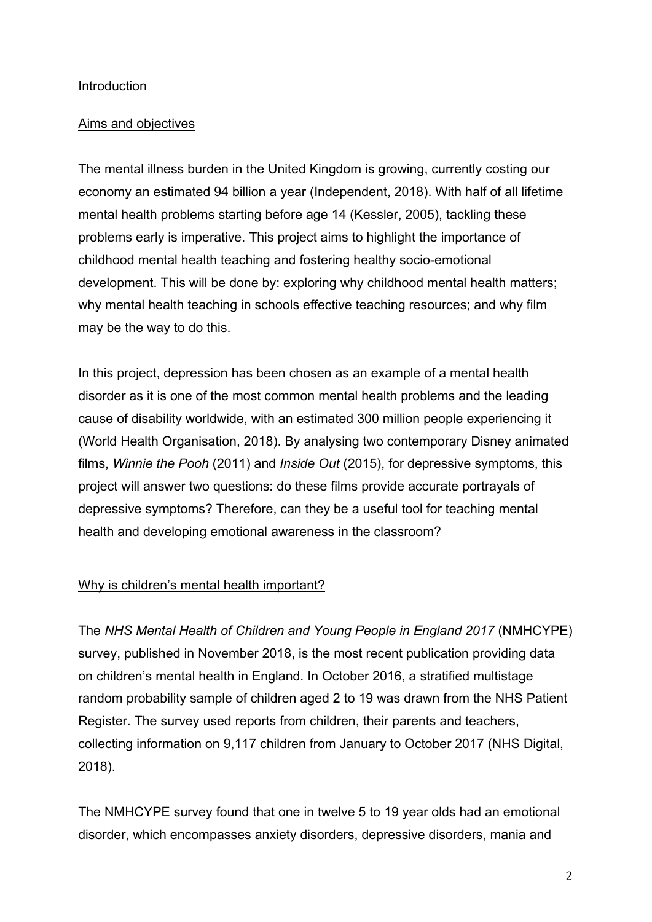## Introduction

### Aims and objectives

The mental illness burden in the United Kingdom is growing, currently costing our economy an estimated 94 billion a year (Independent, 2018). With half of all lifetime mental health problems starting before age 14 (Kessler, 2005), tackling these problems early is imperative. This project aims to highlight the importance of childhood mental health teaching and fostering healthy socio-emotional development. This will be done by: exploring why childhood mental health matters; why mental health teaching in schools effective teaching resources; and why film may be the way to do this.

In this project, depression has been chosen as an example of a mental health disorder as it is one of the most common mental health problems and the leading cause of disability worldwide, with an estimated 300 million people experiencing it (World Health Organisation, 2018). By analysing two contemporary Disney animated films, *Winnie the Pooh* (2011) and *Inside Out* (2015), for depressive symptoms, this project will answer two questions: do these films provide accurate portrayals of depressive symptoms? Therefore, can they be a useful tool for teaching mental health and developing emotional awareness in the classroom?

### Why is children's mental health important?

The *NHS Mental Health of Children and Young People in England 2017* (NMHCYPE) survey, published in November 2018, is the most recent publication providing data on children's mental health in England. In October 2016, a stratified multistage random probability sample of children aged 2 to 19 was drawn from the NHS Patient Register. The survey used reports from children, their parents and teachers, collecting information on 9,117 children from January to October 2017 (NHS Digital, 2018).

The NMHCYPE survey found that one in twelve 5 to 19 year olds had an emotional disorder, which encompasses anxiety disorders, depressive disorders, mania and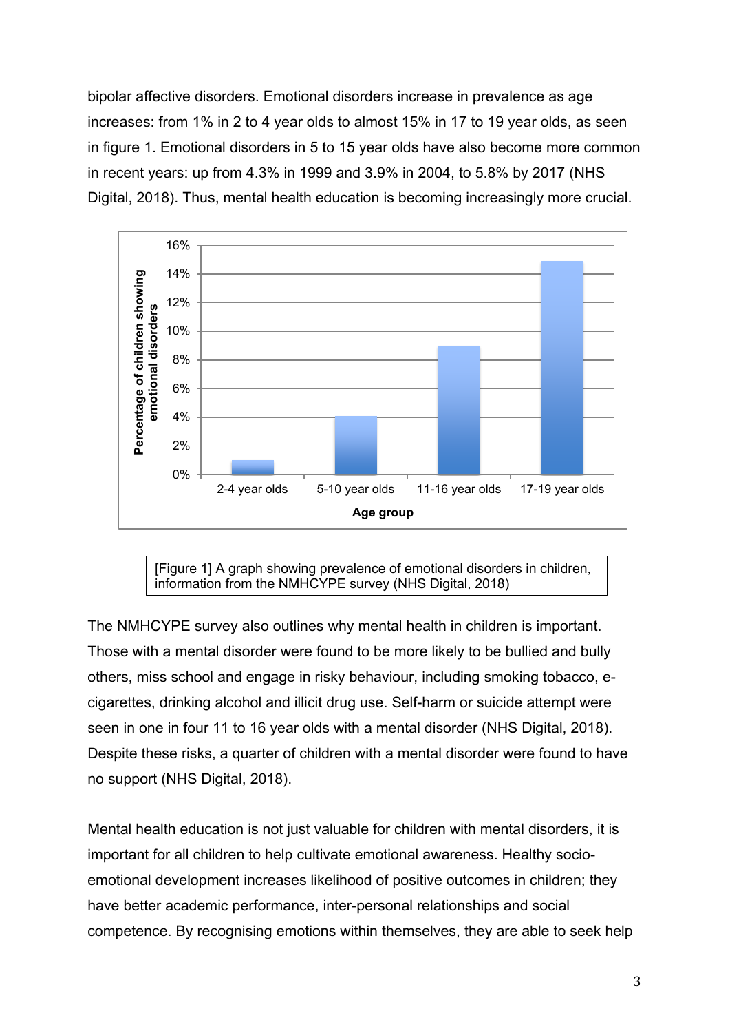bipolar affective disorders. Emotional disorders increase in prevalence as age increases: from 1% in 2 to 4 year olds to almost 15% in 17 to 19 year olds, as seen in figure 1. Emotional disorders in 5 to 15 year olds have also become more common in recent years: up from 4.3% in 1999 and 3.9% in 2004, to 5.8% by 2017 (NHS Digital, 2018). Thus, mental health education is becoming increasingly more crucial.

[Figure 1] A graph showing prevalence of emotional disorders in children, information from the NMHCYPE survey (NHS Digital, 2018)

The NMHCYPE survey also outlines why mental health in children is important. Those with a mental disorder were found to be more likely to be bullied and bully others, miss school and engage in risky behaviour, including smoking tobacco, e-cigarettes, drinking alcohol and illicit drug use. Self-harm or suicide attempt were seen in one in four 11 to 16 year olds with a mental disorder (NHS Digital, 2018). Despite these risks, a quarter of children with a mental disorder were found to have no support (NHS Digital, 2018).

Mental health education is not just valuable for children with mental disorders, it is important for all children to help cultivate emotional awareness. Healthy socio-emotional development increases likelihood of positive outcomes in children; they have better academic performance, inter-personal relationships and social competence. By recognising emotions within themselves, they are able to seek help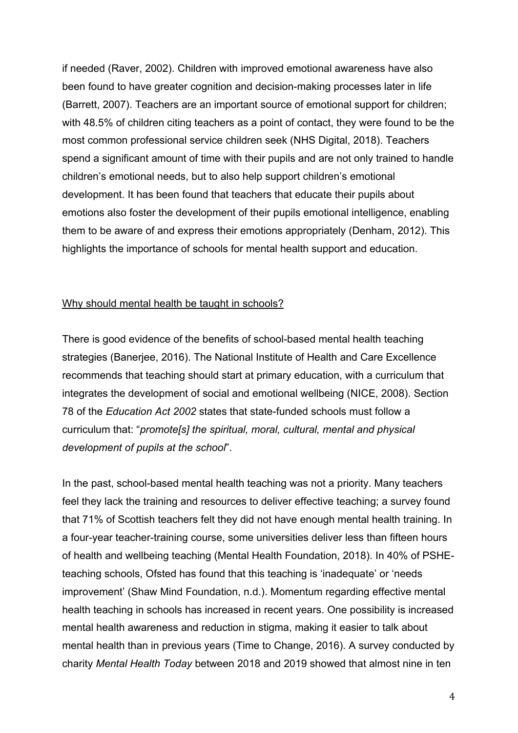if needed (Raver, 2002). Children with improved emotional awareness have also been found to have greater cognition and decision-making processes later in life (Barrett, 2007). Teachers are an important source of emotional support for children; with 48.5% of children citing teachers as a point of contact, they were found to be the most common professional service children seek (NHS Digital, 2018). Teachers spend a significant amount of time with their pupils and are not only trained to handle children's emotional needs, but to also help support children's emotional development. It has been found that teachers that educate their pupils about emotions also foster the development of their pupils emotional intelligence, enabling them to be aware of and express their emotions appropriately (Denham, 2012). This highlights the importance of schools for mental health support and education.

## Why should mental health be taught in schools?

There is good evidence of the benefits of school-based mental health teaching strategies (Banerjee, 2016). The National Institute of Health and Care Excellence recommends that teaching should start at primary education, with a curriculum that integrates the development of social and emotional wellbeing (NICE, 2008). Section 78 of the *Education Act 2002* states that state-funded schools must follow a curriculum that: "*promote[s] the spiritual, moral, cultural, mental and physical development of pupils at the school*".

In the past, school-based mental health teaching was not a priority. Many teachers feel they lack the training and resources to deliver effective teaching; a survey found that 71% of Scottish teachers felt they did not have enough mental health training. In a four-year teacher-training course, some universities deliver less than fifteen hours of health and wellbeing teaching (Mental Health Foundation, 2018). In 40% of PSHE-teaching schools, Ofsted has found that this teaching is 'inadequate' or 'needs improvement' (Shaw Mind Foundation, n.d.). Momentum regarding effective mental health teaching in schools has increased in recent years. One possibility is increased mental health awareness and reduction in stigma, making it easier to talk about mental health than in previous years (Time to Change, 2016). A survey conducted by charity *Mental Health Today* between 2018 and 2019 showed that almost nine in ten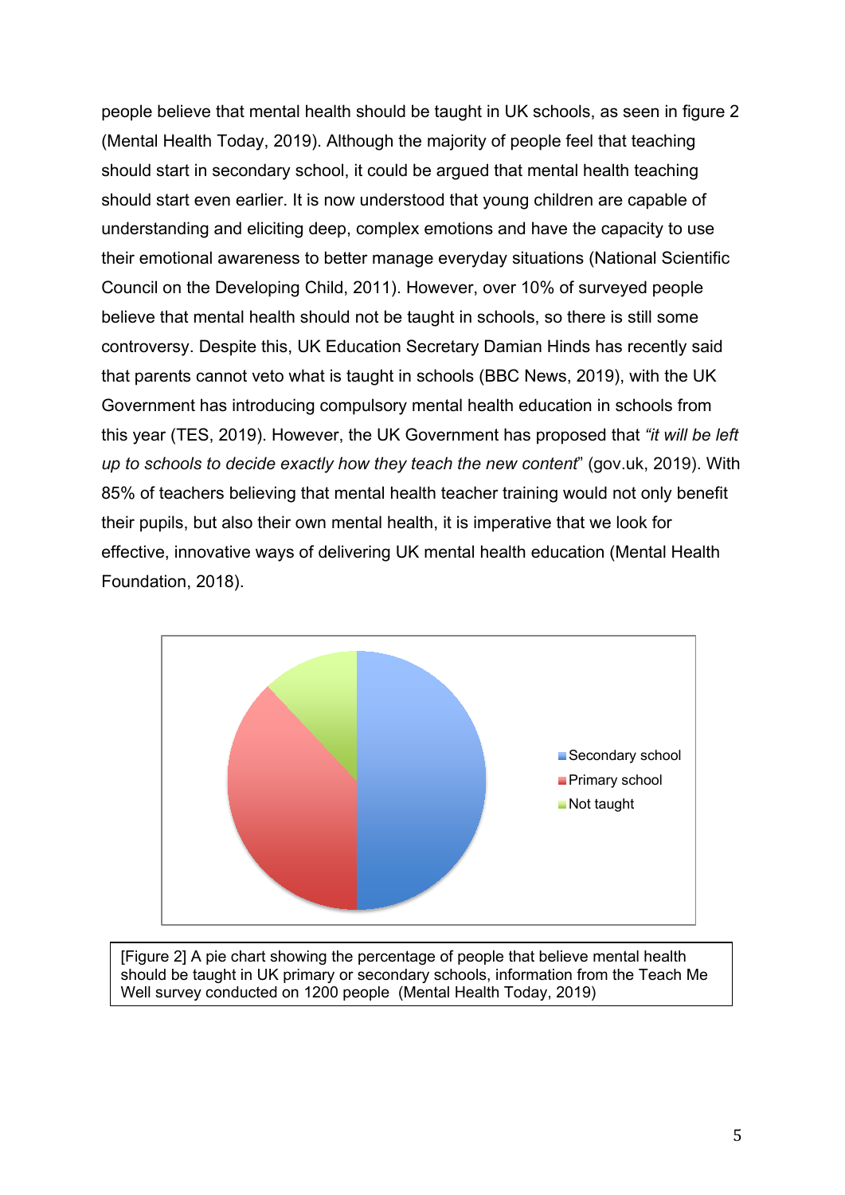people believe that mental health should be taught in UK schools, as seen in figure 2 (Mental Health Today, 2019). Although the majority of people feel that teaching should start in secondary school, it could be argued that mental health teaching should start even earlier. It is now understood that young children are capable of understanding and eliciting deep, complex emotions and have the capacity to use their emotional awareness to better manage everyday situations (National Scientific Council on the Developing Child, 2011). However, over 10% of surveyed people believe that mental health should not be taught in schools, so there is still some controversy. Despite this, UK Education Secretary Damian Hinds has recently said that parents cannot veto what is taught in schools (BBC News, 2019), with the UK Government has introducing compulsory mental health education in schools from this year (TES, 2019). However, the UK Government has proposed that *"it will be left up to schools to decide exactly how they teach the new content*" (gov.uk, 2019). With 85% of teachers believing that mental health teacher training would not only benefit their pupils, but also their own mental health, it is imperative that we look for effective, innovative ways of delivering UK mental health education (Mental Health Foundation, 2018).

Secondary school
Primary school
Not taught

[Figure 2] A pie chart showing the percentage of people that believe mental health should be taught in UK primary or secondary schools, information from the Teach Me Well survey conducted on 1200 people (Mental Health Today, 2019)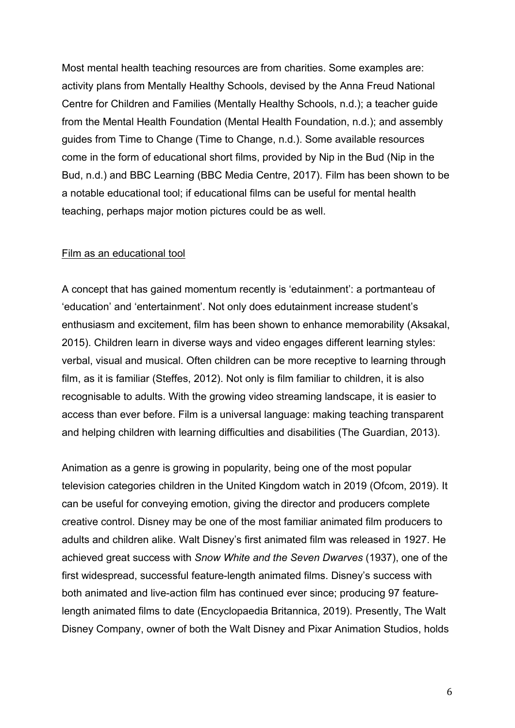Most mental health teaching resources are from charities. Some examples are: activity plans from Mentally Healthy Schools, devised by the Anna Freud National Centre for Children and Families (Mentally Healthy Schools, n.d.); a teacher guide from the Mental Health Foundation (Mental Health Foundation, n.d.); and assembly guides from Time to Change (Time to Change, n.d.). Some available resources come in the form of educational short films, provided by Nip in the Bud (Nip in the Bud, n.d.) and BBC Learning (BBC Media Centre, 2017). Film has been shown to be a notable educational tool; if educational films can be useful for mental health teaching, perhaps major motion pictures could be as well.

<u>Film as an educational tool</u>

A concept that has gained momentum recently is 'edutainment': a portmanteau of 'education' and 'entertainment'. Not only does edutainment increase student's enthusiasm and excitement, film has been shown to enhance memorability (Aksakal, 2015). Children learn in diverse ways and video engages different learning styles: verbal, visual and musical. Often children can be more receptive to learning through film, as it is familiar (Steffes, 2012). Not only is film familiar to children, it is also recognisable to adults. With the growing video streaming landscape, it is easier to access than ever before. Film is a universal language: making teaching transparent and helping children with learning difficulties and disabilities (The Guardian, 2013).

Animation as a genre is growing in popularity, being one of the most popular television categories children in the United Kingdom watch in 2019 (Ofcom, 2019). It can be useful for conveying emotion, giving the director and producers complete creative control. Disney may be one of the most familiar animated film producers to adults and children alike. Walt Disney's first animated film was released in 1927. He achieved great success with *Snow White and the Seven Dwarves* (1937), one of the first widespread, successful feature-length animated films. Disney's success with both animated and live-action film has continued ever since; producing 97 feature-length animated films to date (Encyclopaedia Britannica, 2019). Presently, The Walt Disney Company, owner of both the Walt Disney and Pixar Animation Studios, holds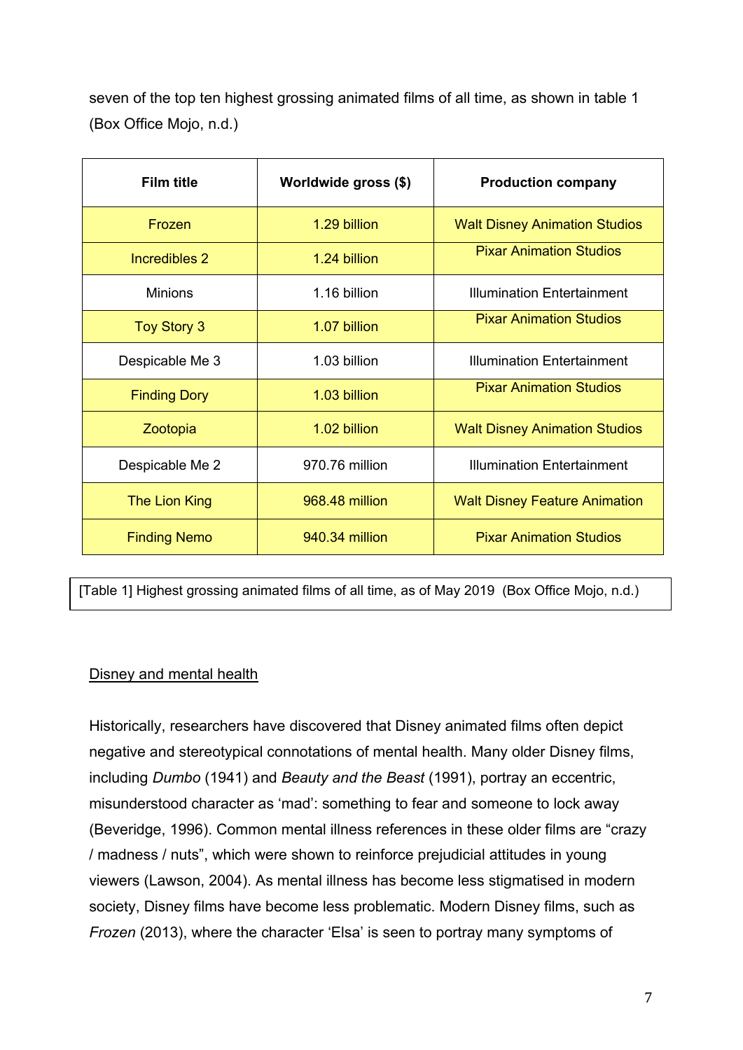seven of the top ten highest grossing animated films of all time, as shown in table 1 (Box Office Mojo, n.d.)

| Film title | Worldwide gross ($) | Production company |
|---|---|---|
| Frozen | 1.29 billion | Walt Disney Animation Studios |
| Incredibles 2 | 1.24 billion | Pixar Animation Studios |
| Minions | 1.16 billion | Illumination Entertainment |
| Toy Story 3 | 1.07 billion | Pixar Animation Studios |
| Despicable Me 3 | 1.03 billion | Illumination Entertainment |
| Finding Dory | 1.03 billion | Pixar Animation Studios |
| Zootopia | 1.02 billion | Walt Disney Animation Studios |
| Despicable Me 2 | 970.76 million | Illumination Entertainment |
| The Lion King | 968.48 million | Walt Disney Feature Animation |
| Finding Nemo | 940.34 million | Pixar Animation Studios |

[Table 1] Highest grossing animated films of all time, as of May 2019 (Box Office Mojo, n.d.)

Disney and mental health

Historically, researchers have discovered that Disney animated films often depict negative and stereotypical connotations of mental health. Many older Disney films, including *Dumbo* (1941) and *Beauty and the Beast* (1991), portray an eccentric, misunderstood character as 'mad': something to fear and someone to lock away (Beveridge, 1996). Common mental illness references in these older films are "crazy / madness / nuts", which were shown to reinforce prejudicial attitudes in young viewers (Lawson, 2004). As mental illness has become less stigmatised in modern society, Disney films have become less problematic. Modern Disney films, such as *Frozen* (2013), where the character 'Elsa' is seen to portray many symptoms of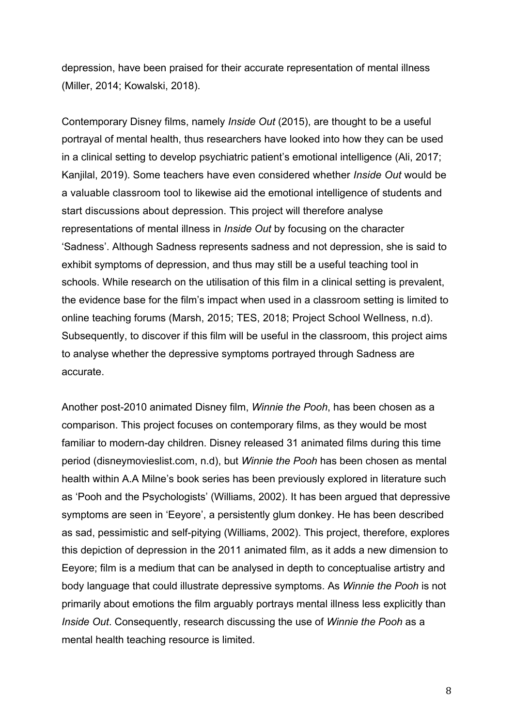depression, have been praised for their accurate representation of mental illness (Miller, 2014; Kowalski, 2018).

Contemporary Disney films, namely *Inside Out* (2015), are thought to be a useful portrayal of mental health, thus researchers have looked into how they can be used in a clinical setting to develop psychiatric patient's emotional intelligence (Ali, 2017; Kanjilal, 2019). Some teachers have even considered whether *Inside Out* would be a valuable classroom tool to likewise aid the emotional intelligence of students and start discussions about depression. This project will therefore analyse representations of mental illness in *Inside Out* by focusing on the character 'Sadness'. Although Sadness represents sadness and not depression, she is said to exhibit symptoms of depression, and thus may still be a useful teaching tool in schools. While research on the utilisation of this film in a clinical setting is prevalent, the evidence base for the film's impact when used in a classroom setting is limited to online teaching forums (Marsh, 2015; TES, 2018; Project School Wellness, n.d). Subsequently, to discover if this film will be useful in the classroom, this project aims to analyse whether the depressive symptoms portrayed through Sadness are accurate.

Another post-2010 animated Disney film, *Winnie the Pooh*, has been chosen as a comparison. This project focuses on contemporary films, as they would be most familiar to modern-day children. Disney released 31 animated films during this time period (disneymovieslist.com, n.d), but *Winnie the Pooh* has been chosen as mental health within A.A Milne's book series has been previously explored in literature such as 'Pooh and the Psychologists' (Williams, 2002). It has been argued that depressive symptoms are seen in 'Eeyore', a persistently glum donkey. He has been described as sad, pessimistic and self-pitying (Williams, 2002). This project, therefore, explores this depiction of depression in the 2011 animated film, as it adds a new dimension to Eeyore; film is a medium that can be analysed in depth to conceptualise artistry and body language that could illustrate depressive symptoms. As *Winnie the Pooh* is not primarily about emotions the film arguably portrays mental illness less explicitly than *Inside Out*. Consequently, research discussing the use of *Winnie the Pooh* as a mental health teaching resource is limited.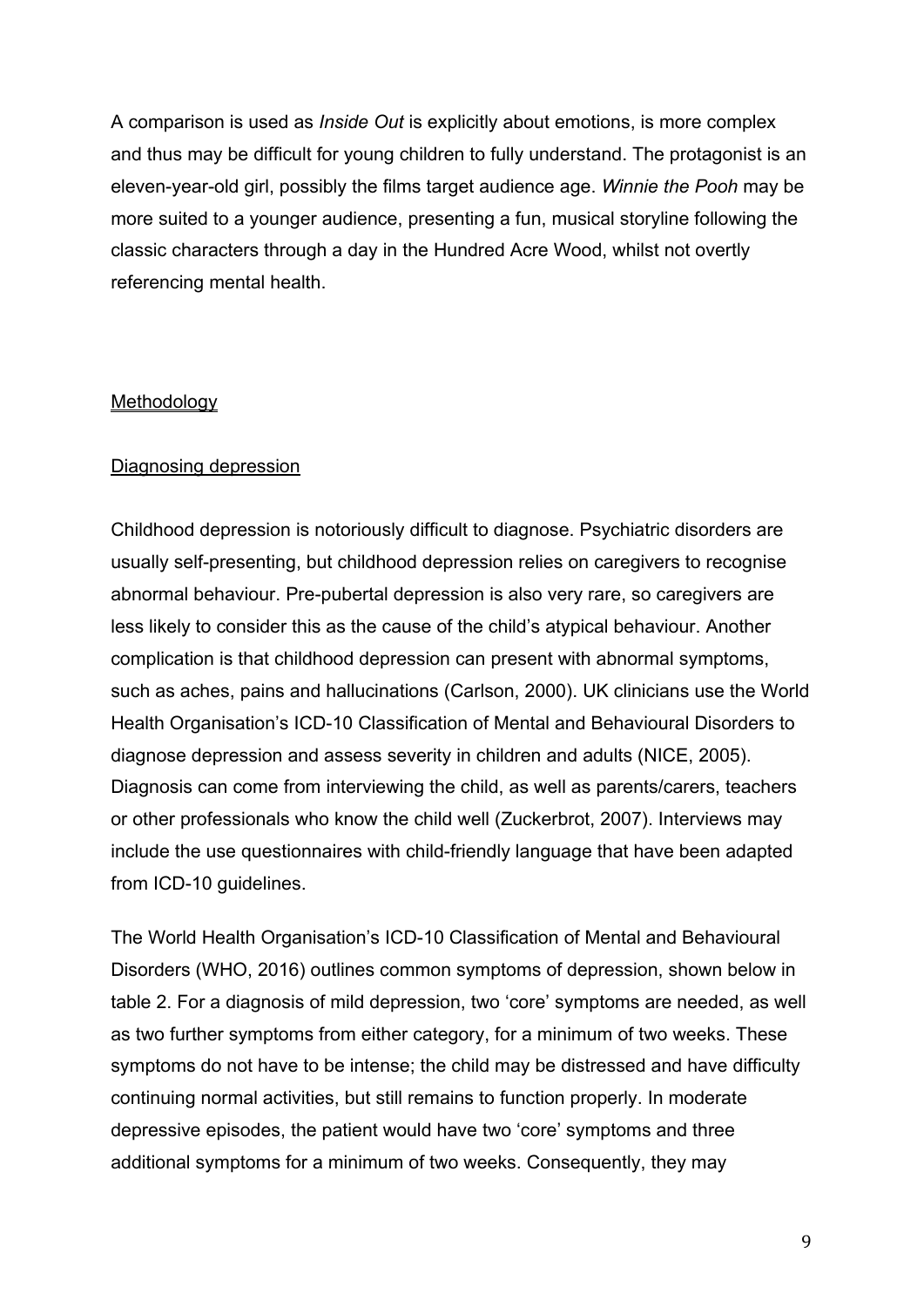A comparison is used as *Inside Out* is explicitly about emotions, is more complex and thus may be difficult for young children to fully understand. The protagonist is an eleven-year-old girl, possibly the films target audience age. *Winnie the Pooh* may be more suited to a younger audience, presenting a fun, musical storyline following the classic characters through a day in the Hundred Acre Wood, whilst not overtly referencing mental health.

## Methodology

### Diagnosing depression

Childhood depression is notoriously difficult to diagnose. Psychiatric disorders are usually self-presenting, but childhood depression relies on caregivers to recognise abnormal behaviour. Pre-pubertal depression is also very rare, so caregivers are less likely to consider this as the cause of the child's atypical behaviour. Another complication is that childhood depression can present with abnormal symptoms, such as aches, pains and hallucinations (Carlson, 2000). UK clinicians use the World Health Organisation's ICD-10 Classification of Mental and Behavioural Disorders to diagnose depression and assess severity in children and adults (NICE, 2005). Diagnosis can come from interviewing the child, as well as parents/carers, teachers or other professionals who know the child well (Zuckerbrot, 2007). Interviews may include the use questionnaires with child-friendly language that have been adapted from ICD-10 guidelines.

The World Health Organisation's ICD-10 Classification of Mental and Behavioural Disorders (WHO, 2016) outlines common symptoms of depression, shown below in table 2. For a diagnosis of mild depression, two 'core' symptoms are needed, as well as two further symptoms from either category, for a minimum of two weeks. These symptoms do not have to be intense; the child may be distressed and have difficulty continuing normal activities, but still remains to function properly. In moderate depressive episodes, the patient would have two 'core' symptoms and three additional symptoms for a minimum of two weeks. Consequently, they may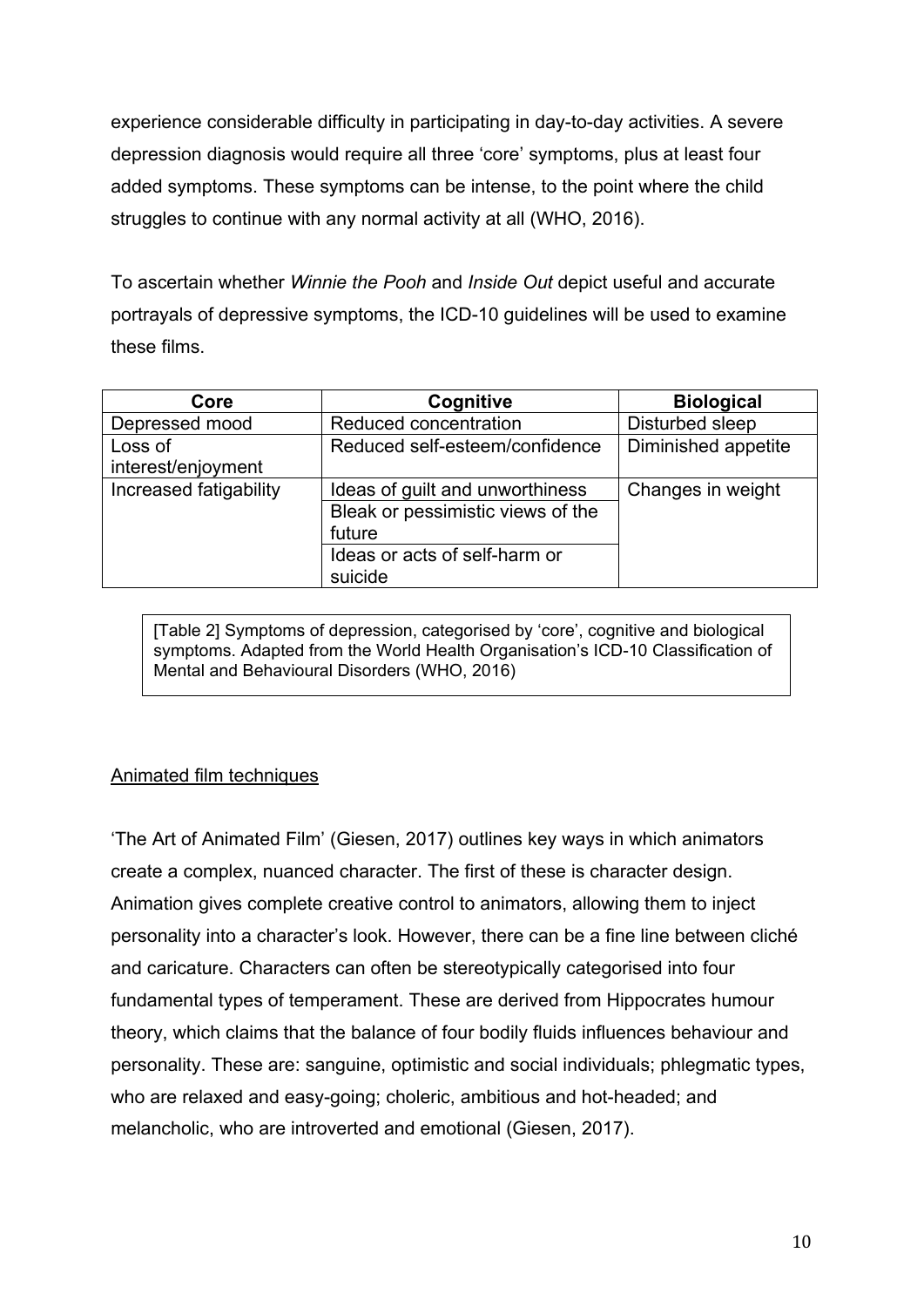experience considerable difficulty in participating in day-to-day activities. A severe depression diagnosis would require all three 'core' symptoms, plus at least four added symptoms. These symptoms can be intense, to the point where the child struggles to continue with any normal activity at all (WHO, 2016).

To ascertain whether *Winnie the Pooh* and *Inside Out* depict useful and accurate portrayals of depressive symptoms, the ICD-10 guidelines will be used to examine these films.

| Core | Cognitive | Biological |
|---|---|---|
| Depressed mood | Reduced concentration | Disturbed sleep |
| Loss of interest/enjoyment | Reduced self-esteem/confidence | Diminished appetite |
| Increased fatigability | Ideas of guilt and unworthiness | Changes in weight |
| | Bleak or pessimistic views of the future | |
| | Ideas or acts of self-harm or suicide | |

[Table 2] Symptoms of depression, categorised by 'core', cognitive and biological symptoms. Adapted from the World Health Organisation's ICD-10 Classification of Mental and Behavioural Disorders (WHO, 2016)

## Animated film techniques

'The Art of Animated Film' (Giesen, 2017) outlines key ways in which animators create a complex, nuanced character. The first of these is character design. Animation gives complete creative control to animators, allowing them to inject personality into a character's look. However, there can be a fine line between cliché and caricature. Characters can often be stereotypically categorised into four fundamental types of temperament. These are derived from Hippocrates humour theory, which claims that the balance of four bodily fluids influences behaviour and personality. These are: sanguine, optimistic and social individuals; phlegmatic types, who are relaxed and easy-going; choleric, ambitious and hot-headed; and melancholic, who are introverted and emotional (Giesen, 2017).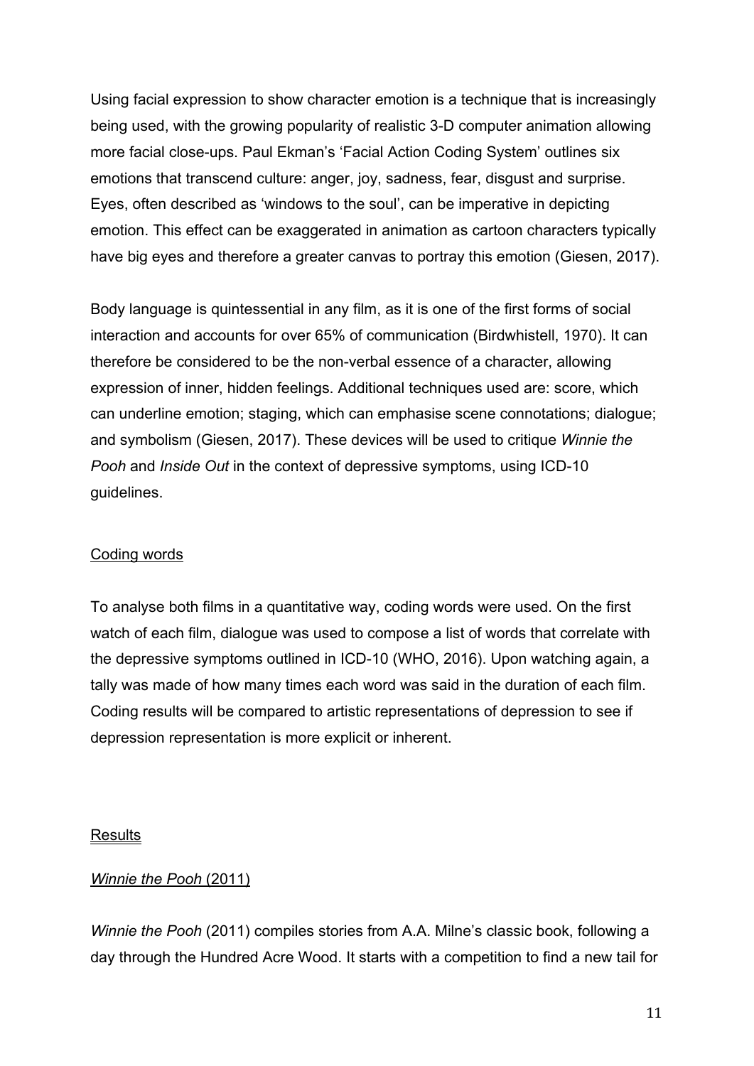Using facial expression to show character emotion is a technique that is increasingly being used, with the growing popularity of realistic 3-D computer animation allowing more facial close-ups. Paul Ekman's 'Facial Action Coding System' outlines six emotions that transcend culture: anger, joy, sadness, fear, disgust and surprise. Eyes, often described as 'windows to the soul', can be imperative in depicting emotion. This effect can be exaggerated in animation as cartoon characters typically have big eyes and therefore a greater canvas to portray this emotion (Giesen, 2017).

Body language is quintessential in any film, as it is one of the first forms of social interaction and accounts for over 65% of communication (Birdwhistell, 1970). It can therefore be considered to be the non-verbal essence of a character, allowing expression of inner, hidden feelings. Additional techniques used are: score, which can underline emotion; staging, which can emphasise scene connotations; dialogue; and symbolism (Giesen, 2017). These devices will be used to critique *Winnie the Pooh* and *Inside Out* in the context of depressive symptoms, using ICD-10 guidelines.

### Coding words

To analyse both films in a quantitative way, coding words were used. On the first watch of each film, dialogue was used to compose a list of words that correlate with the depressive symptoms outlined in ICD-10 (WHO, 2016). Upon watching again, a tally was made of how many times each word was said in the duration of each film. Coding results will be compared to artistic representations of depression to see if depression representation is more explicit or inherent.

## Results

### *Winnie the Pooh* (2011)

*Winnie the Pooh* (2011) compiles stories from A.A. Milne's classic book, following a day through the Hundred Acre Wood. It starts with a competition to find a new tail for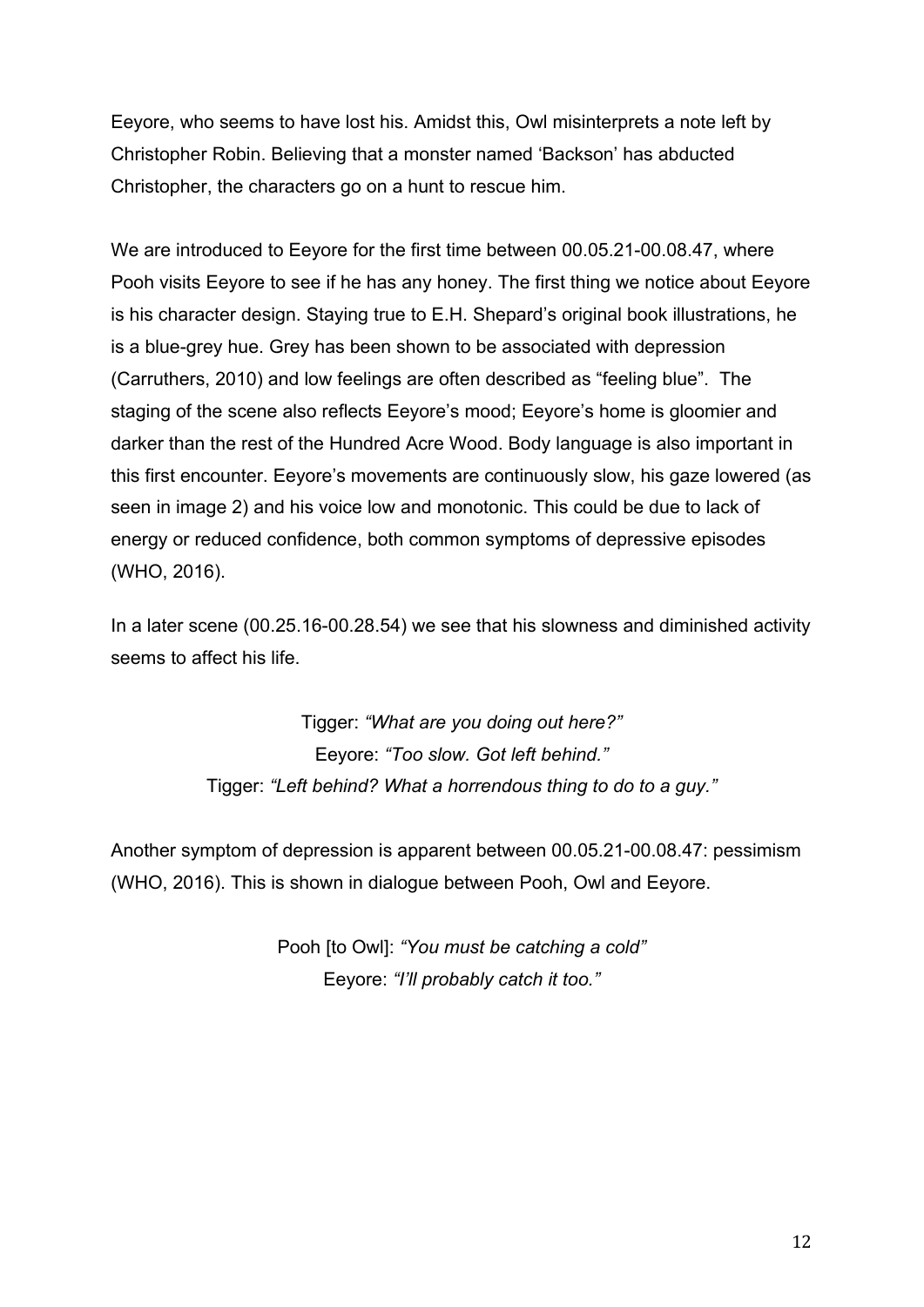Eeyore, who seems to have lost his. Amidst this, Owl misinterprets a note left by Christopher Robin. Believing that a monster named 'Backson' has abducted Christopher, the characters go on a hunt to rescue him.

We are introduced to Eeyore for the first time between 00.05.21-00.08.47, where Pooh visits Eeyore to see if he has any honey. The first thing we notice about Eeyore is his character design. Staying true to E.H. Shepard's original book illustrations, he is a blue-grey hue. Grey has been shown to be associated with depression (Carruthers, 2010) and low feelings are often described as "feeling blue". The staging of the scene also reflects Eeyore's mood; Eeyore's home is gloomier and darker than the rest of the Hundred Acre Wood. Body language is also important in this first encounter. Eeyore's movements are continuously slow, his gaze lowered (as seen in image 2) and his voice low and monotonic. This could be due to lack of energy or reduced confidence, both common symptoms of depressive episodes (WHO, 2016).

In a later scene (00.25.16-00.28.54) we see that his slowness and diminished activity seems to affect his life.

> Tigger: *"What are you doing out here?"*
> Eeyore: *"Too slow. Got left behind."*
> Tigger: *"Left behind? What a horrendous thing to do to a guy."*

Another symptom of depression is apparent between 00.05.21-00.08.47: pessimism (WHO, 2016). This is shown in dialogue between Pooh, Owl and Eeyore.

> Pooh [to Owl]: *"You must be catching a cold"*
> Eeyore: *"I'll probably catch it too."*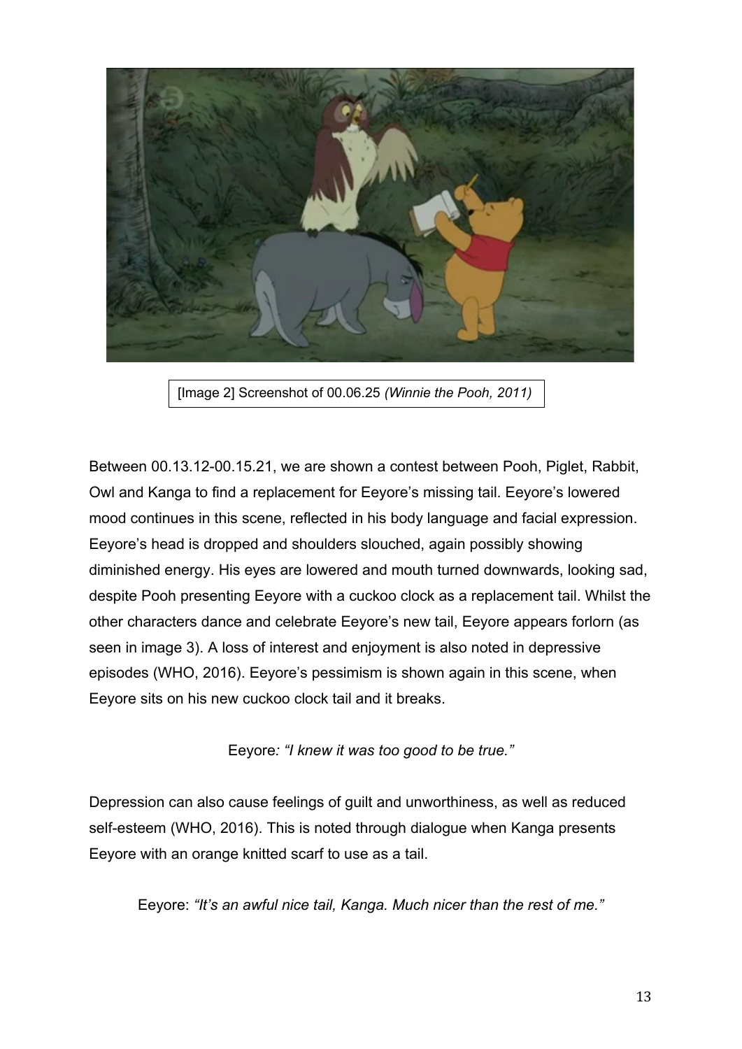[Image 2] Screenshot of 00.06.25 *(Winnie the Pooh, 2011)*

Between 00.13.12-00.15.21, we are shown a contest between Pooh, Piglet, Rabbit, Owl and Kanga to find a replacement for Eeyore's missing tail. Eeyore's lowered mood continues in this scene, reflected in his body language and facial expression. Eeyore's head is dropped and shoulders slouched, again possibly showing diminished energy. His eyes are lowered and mouth turned downwards, looking sad, despite Pooh presenting Eeyore with a cuckoo clock as a replacement tail. Whilst the other characters dance and celebrate Eeyore's new tail, Eeyore appears forlorn (as seen in image 3). A loss of interest and enjoyment is also noted in depressive episodes (WHO, 2016). Eeyore's pessimism is shown again in this scene, when Eeyore sits on his new cuckoo clock tail and it breaks.

Eeyore*: "I knew it was too good to be true."*

Depression can also cause feelings of guilt and unworthiness, as well as reduced self-esteem (WHO, 2016). This is noted through dialogue when Kanga presents Eeyore with an orange knitted scarf to use as a tail.

Eeyore: *"It's an awful nice tail, Kanga. Much nicer than the rest of me."*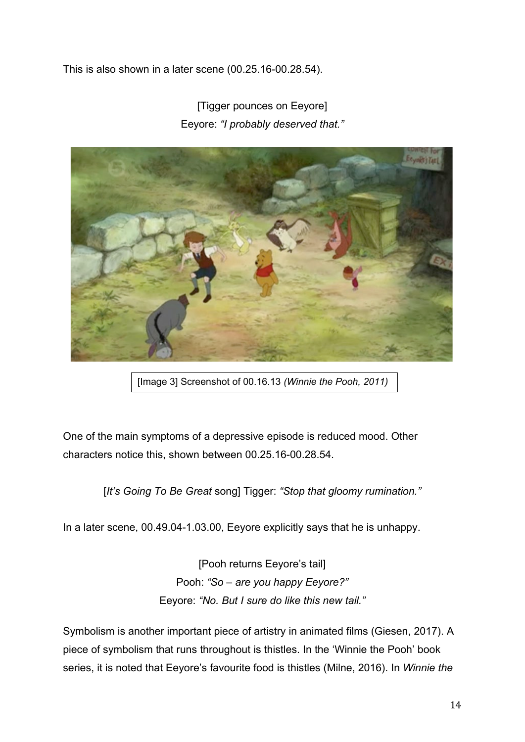This is also shown in a later scene (00.25.16-00.28.54).

[Tigger pounces on Eeyore]
Eeyore: *"I probably deserved that."*

[Image 3] Screenshot of 00.16.13 *(Winnie the Pooh, 2011)*

One of the main symptoms of a depressive episode is reduced mood. Other characters notice this, shown between 00.25.16-00.28.54.

[*It's Going To Be Great* song] Tigger: *"Stop that gloomy rumination."*

In a later scene, 00.49.04-1.03.00, Eeyore explicitly says that he is unhappy.

[Pooh returns Eeyore's tail]
Pooh: *"So – are you happy Eeyore?"*
Eeyore: *"No. But I sure do like this new tail."*

Symbolism is another important piece of artistry in animated films (Giesen, 2017). A piece of symbolism that runs throughout is thistles. In the 'Winnie the Pooh' book series, it is noted that Eeyore's favourite food is thistles (Milne, 2016). In *Winnie the*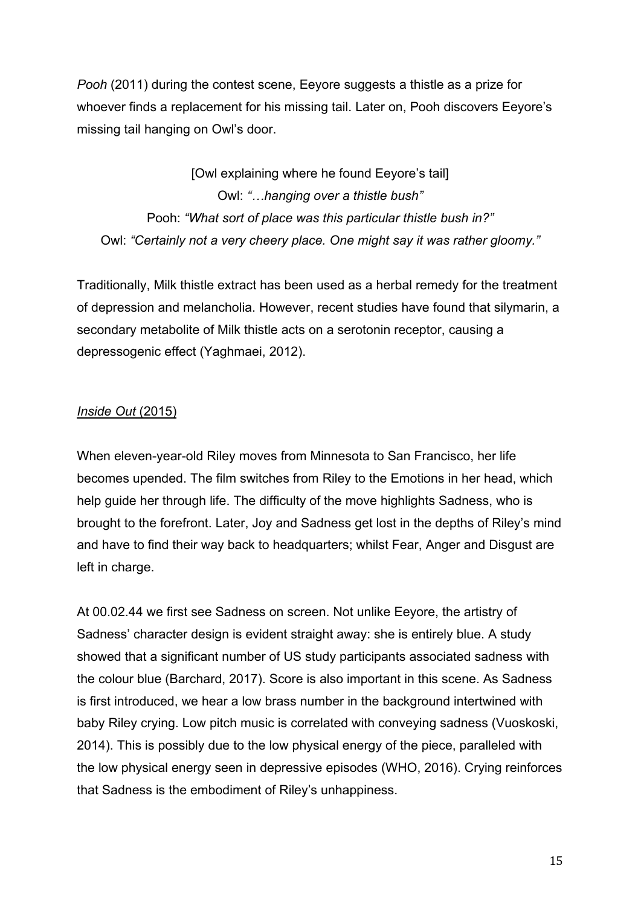*Pooh* (2011) during the contest scene, Eeyore suggests a thistle as a prize for whoever finds a replacement for his missing tail. Later on, Pooh discovers Eeyore's missing tail hanging on Owl's door.

[Owl explaining where he found Eeyore's tail]
Owl: *"…hanging over a thistle bush"*
Pooh: *"What sort of place was this particular thistle bush in?"*
Owl: *"Certainly not a very cheery place. One might say it was rather gloomy."*

Traditionally, Milk thistle extract has been used as a herbal remedy for the treatment of depression and melancholia. However, recent studies have found that silymarin, a secondary metabolite of Milk thistle acts on a serotonin receptor, causing a depressogenic effect (Yaghmaei, 2012).

<u>*Inside Out* (2015)</u>

When eleven-year-old Riley moves from Minnesota to San Francisco, her life becomes upended. The film switches from Riley to the Emotions in her head, which help guide her through life. The difficulty of the move highlights Sadness, who is brought to the forefront. Later, Joy and Sadness get lost in the depths of Riley's mind and have to find their way back to headquarters; whilst Fear, Anger and Disgust are left in charge.

At 00.02.44 we first see Sadness on screen. Not unlike Eeyore, the artistry of Sadness' character design is evident straight away: she is entirely blue. A study showed that a significant number of US study participants associated sadness with the colour blue (Barchard, 2017). Score is also important in this scene. As Sadness is first introduced, we hear a low brass number in the background intertwined with baby Riley crying. Low pitch music is correlated with conveying sadness (Vuoskoski, 2014). This is possibly due to the low physical energy of the piece, paralleled with the low physical energy seen in depressive episodes (WHO, 2016). Crying reinforces that Sadness is the embodiment of Riley's unhappiness.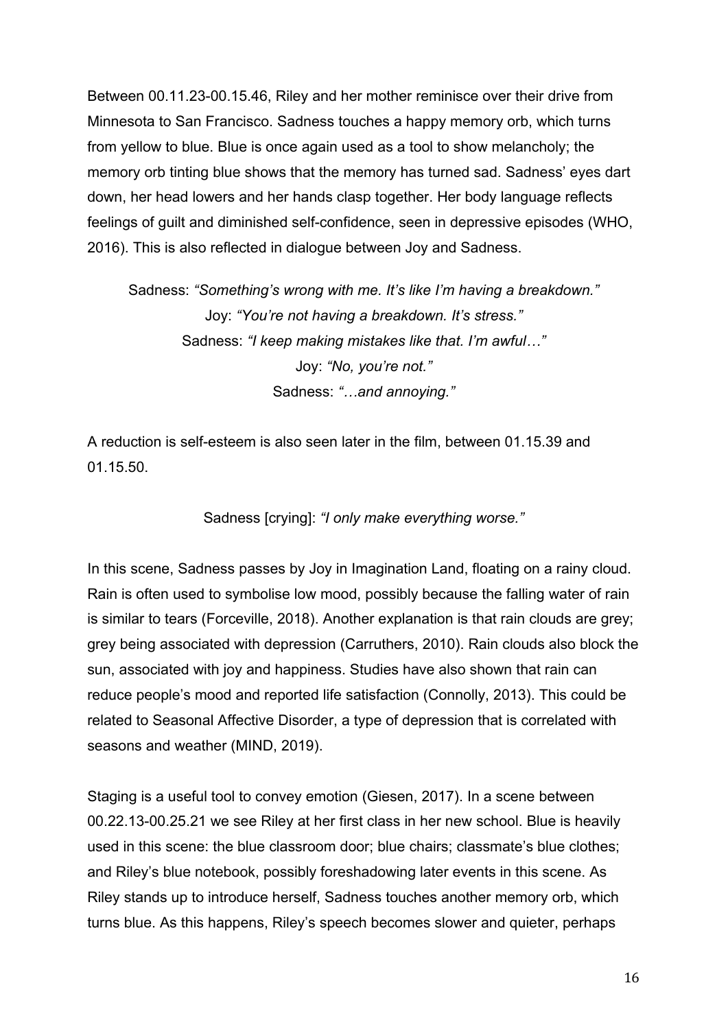Between 00.11.23-00.15.46, Riley and her mother reminisce over their drive from Minnesota to San Francisco. Sadness touches a happy memory orb, which turns from yellow to blue. Blue is once again used as a tool to show melancholy; the memory orb tinting blue shows that the memory has turned sad. Sadness' eyes dart down, her head lowers and her hands clasp together. Her body language reflects feelings of guilt and diminished self-confidence, seen in depressive episodes (WHO, 2016). This is also reflected in dialogue between Joy and Sadness.

Sadness: *"Something's wrong with me. It's like I'm having a breakdown."*
Joy: *"You're not having a breakdown. It's stress."*
Sadness: *"I keep making mistakes like that. I'm awful…"*
Joy: *"No, you're not."*
Sadness: *"…and annoying."*

A reduction is self-esteem is also seen later in the film, between 01.15.39 and 01.15.50.

Sadness [crying]: *"I only make everything worse."*

In this scene, Sadness passes by Joy in Imagination Land, floating on a rainy cloud. Rain is often used to symbolise low mood, possibly because the falling water of rain is similar to tears (Forceville, 2018). Another explanation is that rain clouds are grey; grey being associated with depression (Carruthers, 2010). Rain clouds also block the sun, associated with joy and happiness. Studies have also shown that rain can reduce people's mood and reported life satisfaction (Connolly, 2013). This could be related to Seasonal Affective Disorder, a type of depression that is correlated with seasons and weather (MIND, 2019).

Staging is a useful tool to convey emotion (Giesen, 2017). In a scene between 00.22.13-00.25.21 we see Riley at her first class in her new school. Blue is heavily used in this scene: the blue classroom door; blue chairs; classmate's blue clothes; and Riley's blue notebook, possibly foreshadowing later events in this scene. As Riley stands up to introduce herself, Sadness touches another memory orb, which turns blue. As this happens, Riley's speech becomes slower and quieter, perhaps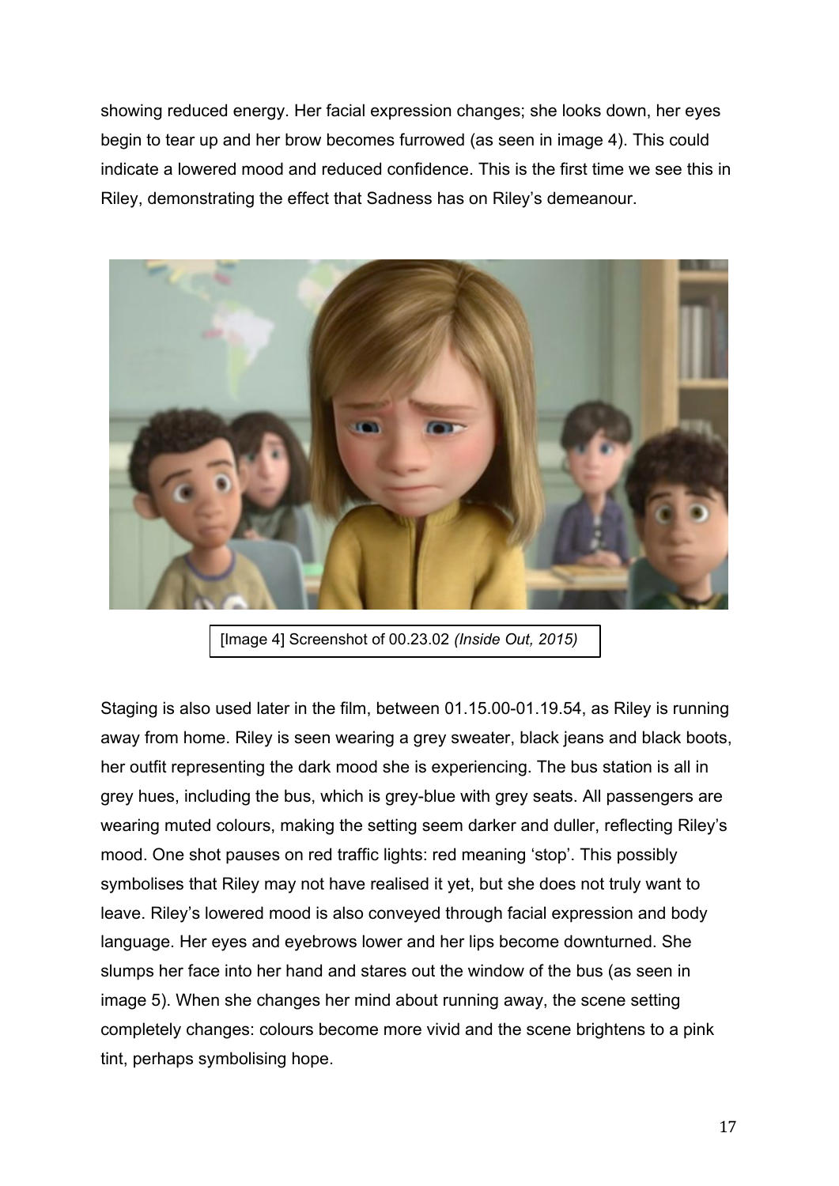showing reduced energy. Her facial expression changes; she looks down, her eyes begin to tear up and her brow becomes furrowed (as seen in image 4). This could indicate a lowered mood and reduced confidence. This is the first time we see this in Riley, demonstrating the effect that Sadness has on Riley's demeanour.

[Image 4] Screenshot of 00.23.02 *(Inside Out, 2015)*

Staging is also used later in the film, between 01.15.00-01.19.54, as Riley is running away from home. Riley is seen wearing a grey sweater, black jeans and black boots, her outfit representing the dark mood she is experiencing. The bus station is all in grey hues, including the bus, which is grey-blue with grey seats. All passengers are wearing muted colours, making the setting seem darker and duller, reflecting Riley's mood. One shot pauses on red traffic lights: red meaning 'stop'. This possibly symbolises that Riley may not have realised it yet, but she does not truly want to leave. Riley's lowered mood is also conveyed through facial expression and body language. Her eyes and eyebrows lower and her lips become downturned. She slumps her face into her hand and stares out the window of the bus (as seen in image 5). When she changes her mind about running away, the scene setting completely changes: colours become more vivid and the scene brightens to a pink tint, perhaps symbolising hope.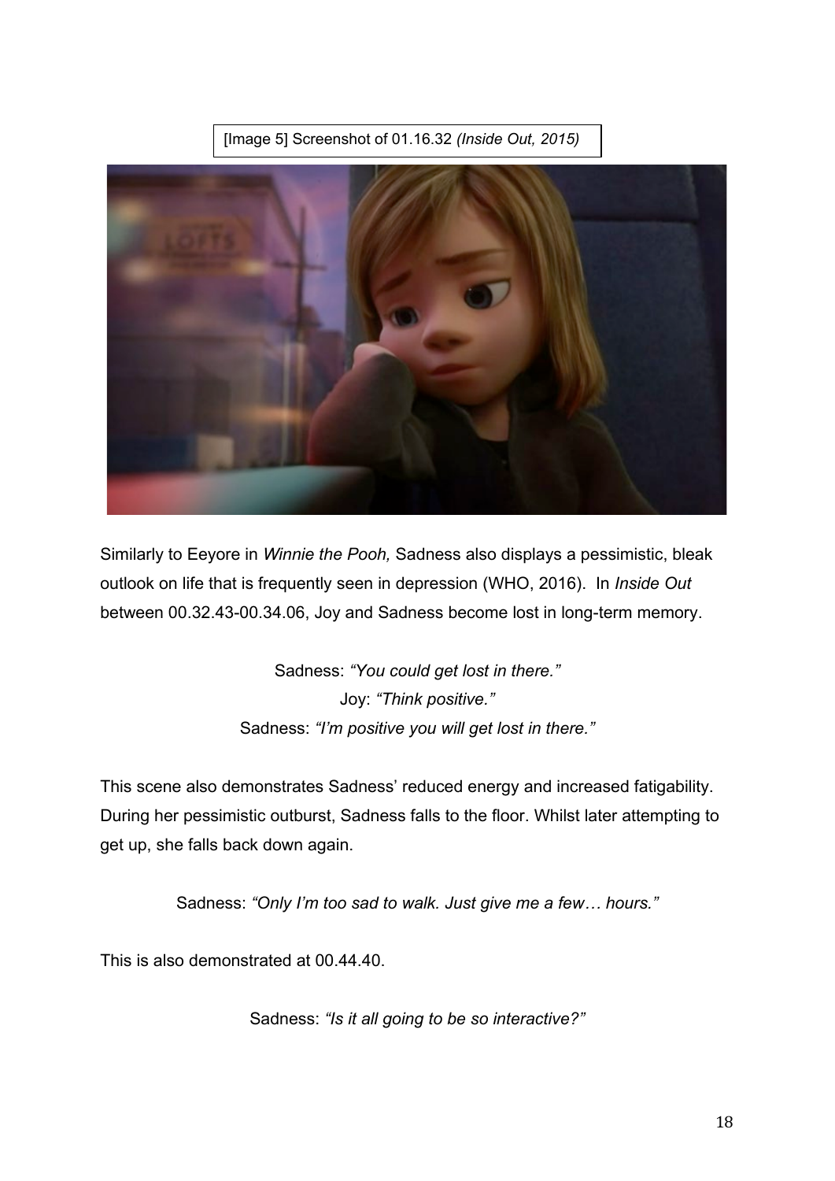[Image 5] Screenshot of 01.16.32 *(Inside Out, 2015)*

Similarly to Eeyore in *Winnie the Pooh,* Sadness also displays a pessimistic, bleak outlook on life that is frequently seen in depression (WHO, 2016). In *Inside Out* between 00.32.43-00.34.06, Joy and Sadness become lost in long-term memory.

Sadness: *"You could get lost in there."*
Joy: *"Think positive."*
Sadness: *"I'm positive you will get lost in there."*

This scene also demonstrates Sadness' reduced energy and increased fatigability. During her pessimistic outburst, Sadness falls to the floor. Whilst later attempting to get up, she falls back down again.

Sadness: *"Only I'm too sad to walk. Just give me a few… hours."*

This is also demonstrated at 00.44.40.

Sadness: *"Is it all going to be so interactive?"*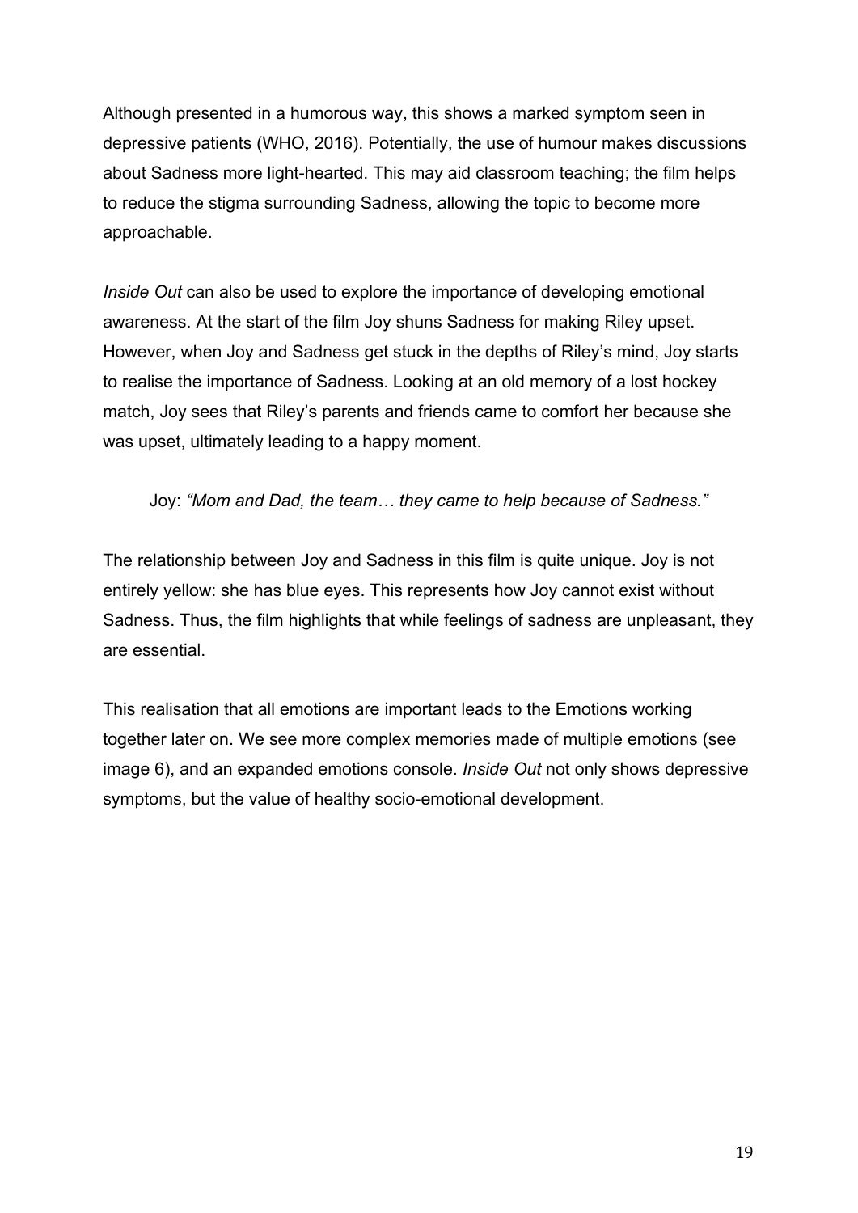Although presented in a humorous way, this shows a marked symptom seen in depressive patients (WHO, 2016). Potentially, the use of humour makes discussions about Sadness more light-hearted. This may aid classroom teaching; the film helps to reduce the stigma surrounding Sadness, allowing the topic to become more approachable.

*Inside Out* can also be used to explore the importance of developing emotional awareness. At the start of the film Joy shuns Sadness for making Riley upset. However, when Joy and Sadness get stuck in the depths of Riley's mind, Joy starts to realise the importance of Sadness. Looking at an old memory of a lost hockey match, Joy sees that Riley's parents and friends came to comfort her because she was upset, ultimately leading to a happy moment.

> Joy: *"Mom and Dad, the team… they came to help because of Sadness."*

The relationship between Joy and Sadness in this film is quite unique. Joy is not entirely yellow: she has blue eyes. This represents how Joy cannot exist without Sadness. Thus, the film highlights that while feelings of sadness are unpleasant, they are essential.

This realisation that all emotions are important leads to the Emotions working together later on. We see more complex memories made of multiple emotions (see image 6), and an expanded emotions console. *Inside Out* not only shows depressive symptoms, but the value of healthy socio-emotional development.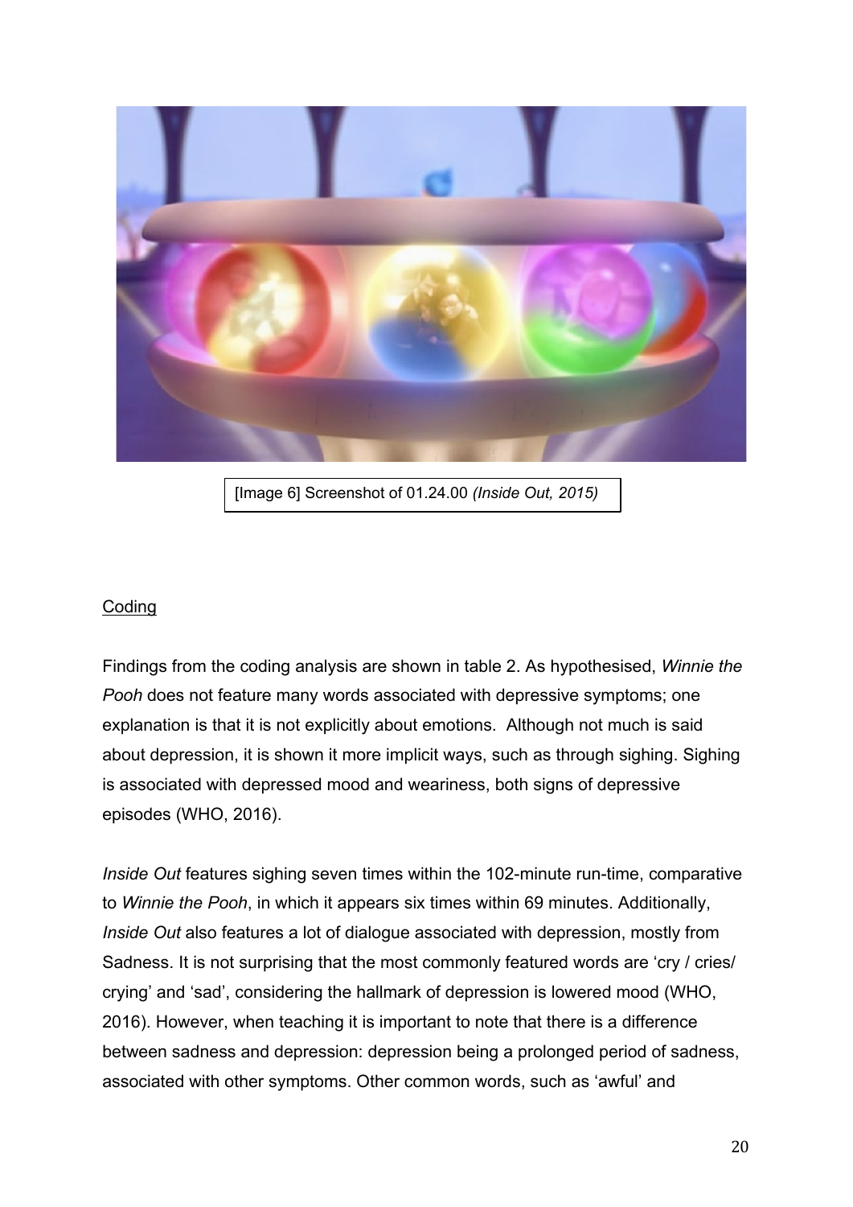[Image 6] Screenshot of 01.24.00 *(Inside Out, 2015)*

Coding

Findings from the coding analysis are shown in table 2. As hypothesised, *Winnie the Pooh* does not feature many words associated with depressive symptoms; one explanation is that it is not explicitly about emotions. Although not much is said about depression, it is shown it more implicit ways, such as through sighing. Sighing is associated with depressed mood and weariness, both signs of depressive episodes (WHO, 2016).

*Inside Out* features sighing seven times within the 102-minute run-time, comparative to *Winnie the Pooh*, in which it appears six times within 69 minutes. Additionally, *Inside Out* also features a lot of dialogue associated with depression, mostly from Sadness. It is not surprising that the most commonly featured words are 'cry / cries/ crying' and 'sad', considering the hallmark of depression is lowered mood (WHO, 2016). However, when teaching it is important to note that there is a difference between sadness and depression: depression being a prolonged period of sadness, associated with other symptoms. Other common words, such as 'awful' and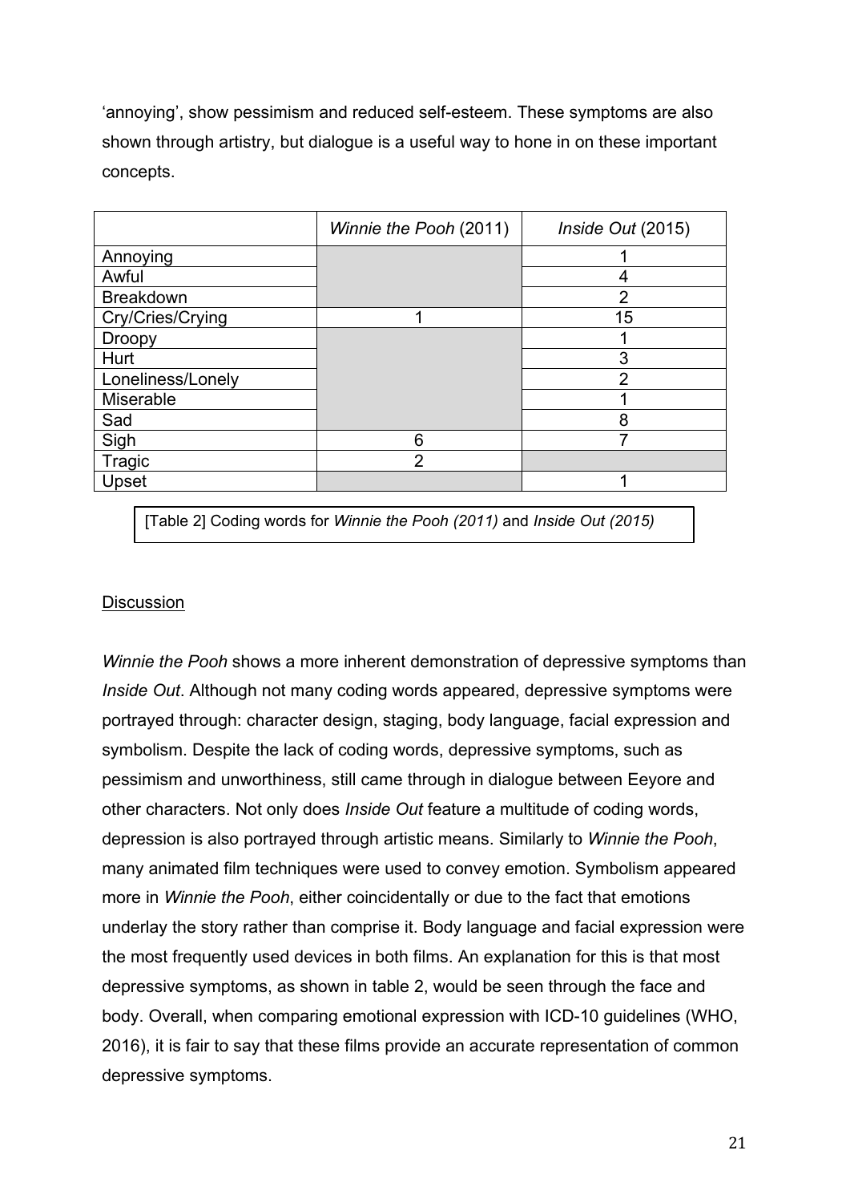'annoying', show pessimism and reduced self-esteem. These symptoms are also shown through artistry, but dialogue is a useful way to hone in on these important concepts.

| | *Winnie the Pooh* (2011) | *Inside Out* (2015) |
|---|---|---|
| Annoying | | 1 |
| Awful | | 4 |
| Breakdown | | 2 |
| Cry/Cries/Crying | 1 | 15 |
| Droopy | | 1 |
| Hurt | | 3 |
| Loneliness/Lonely | | 2 |
| Miserable | | 1 |
| Sad | | 8 |
| Sigh | 6 | 7 |
| Tragic | 2 | |
| Upset | | 1 |

[Table 2] Coding words for *Winnie the Pooh (2011)* and *Inside Out (2015)*

Discussion

*Winnie the Pooh* shows a more inherent demonstration of depressive symptoms than *Inside Out*. Although not many coding words appeared, depressive symptoms were portrayed through: character design, staging, body language, facial expression and symbolism. Despite the lack of coding words, depressive symptoms, such as pessimism and unworthiness, still came through in dialogue between Eeyore and other characters. Not only does *Inside Out* feature a multitude of coding words, depression is also portrayed through artistic means. Similarly to *Winnie the Pooh*, many animated film techniques were used to convey emotion. Symbolism appeared more in *Winnie the Pooh*, either coincidentally or due to the fact that emotions underlay the story rather than comprise it. Body language and facial expression were the most frequently used devices in both films. An explanation for this is that most depressive symptoms, as shown in table 2, would be seen through the face and body. Overall, when comparing emotional expression with ICD-10 guidelines (WHO, 2016), it is fair to say that these films provide an accurate representation of common depressive symptoms.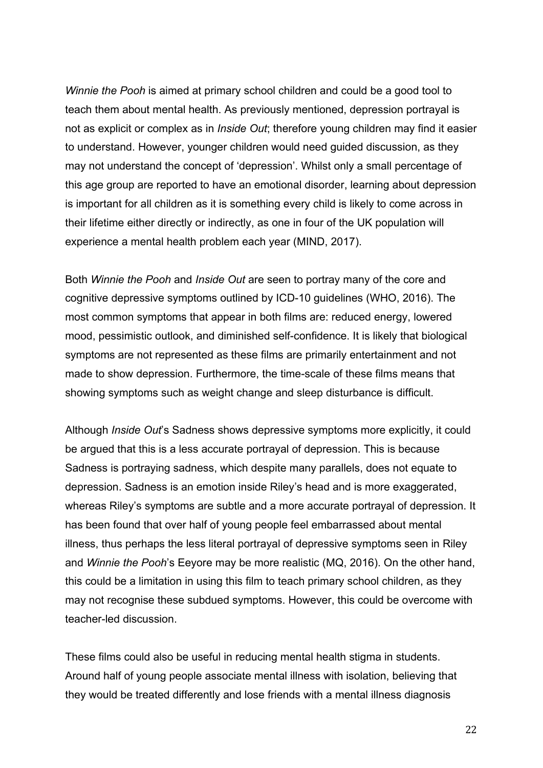*Winnie the Pooh* is aimed at primary school children and could be a good tool to teach them about mental health. As previously mentioned, depression portrayal is not as explicit or complex as in *Inside Out*; therefore young children may find it easier to understand. However, younger children would need guided discussion, as they may not understand the concept of 'depression'. Whilst only a small percentage of this age group are reported to have an emotional disorder, learning about depression is important for all children as it is something every child is likely to come across in their lifetime either directly or indirectly, as one in four of the UK population will experience a mental health problem each year (MIND, 2017).

Both *Winnie the Pooh* and *Inside Out* are seen to portray many of the core and cognitive depressive symptoms outlined by ICD-10 guidelines (WHO, 2016). The most common symptoms that appear in both films are: reduced energy, lowered mood, pessimistic outlook, and diminished self-confidence. It is likely that biological symptoms are not represented as these films are primarily entertainment and not made to show depression. Furthermore, the time-scale of these films means that showing symptoms such as weight change and sleep disturbance is difficult.

Although *Inside Out*'s Sadness shows depressive symptoms more explicitly, it could be argued that this is a less accurate portrayal of depression. This is because Sadness is portraying sadness, which despite many parallels, does not equate to depression. Sadness is an emotion inside Riley's head and is more exaggerated, whereas Riley's symptoms are subtle and a more accurate portrayal of depression. It has been found that over half of young people feel embarrassed about mental illness, thus perhaps the less literal portrayal of depressive symptoms seen in Riley and *Winnie the Pooh*'s Eeyore may be more realistic (MQ, 2016). On the other hand, this could be a limitation in using this film to teach primary school children, as they may not recognise these subdued symptoms. However, this could be overcome with teacher-led discussion.

These films could also be useful in reducing mental health stigma in students. Around half of young people associate mental illness with isolation, believing that they would be treated differently and lose friends with a mental illness diagnosis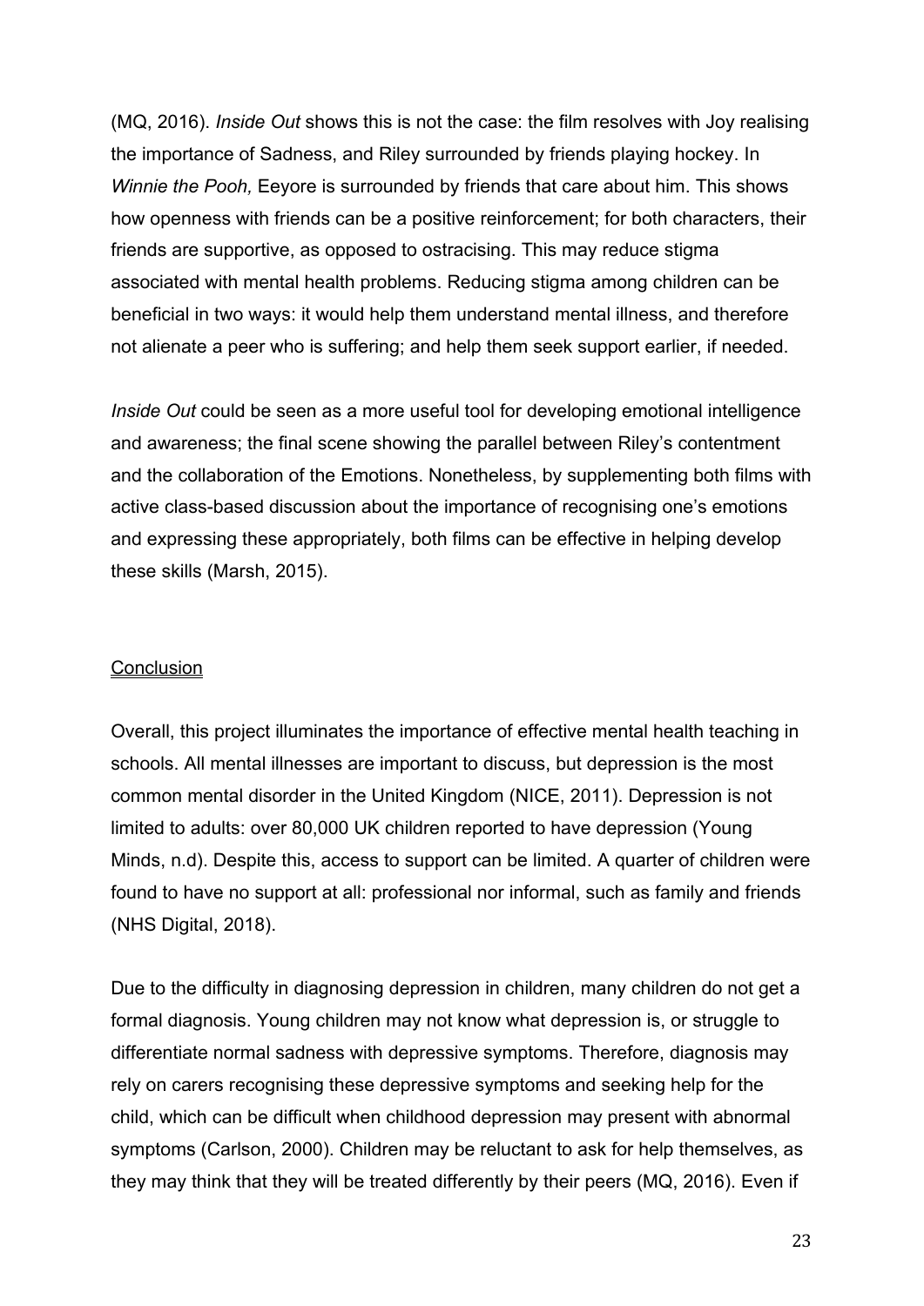(MQ, 2016). *Inside Out* shows this is not the case: the film resolves with Joy realising the importance of Sadness, and Riley surrounded by friends playing hockey. In *Winnie the Pooh,* Eeyore is surrounded by friends that care about him. This shows how openness with friends can be a positive reinforcement; for both characters, their friends are supportive, as opposed to ostracising. This may reduce stigma associated with mental health problems. Reducing stigma among children can be beneficial in two ways: it would help them understand mental illness, and therefore not alienate a peer who is suffering; and help them seek support earlier, if needed.

*Inside Out* could be seen as a more useful tool for developing emotional intelligence and awareness; the final scene showing the parallel between Riley's contentment and the collaboration of the Emotions. Nonetheless, by supplementing both films with active class-based discussion about the importance of recognising one's emotions and expressing these appropriately, both films can be effective in helping develop these skills (Marsh, 2015).

## Conclusion

Overall, this project illuminates the importance of effective mental health teaching in schools. All mental illnesses are important to discuss, but depression is the most common mental disorder in the United Kingdom (NICE, 2011). Depression is not limited to adults: over 80,000 UK children reported to have depression (Young Minds, n.d). Despite this, access to support can be limited. A quarter of children were found to have no support at all: professional nor informal, such as family and friends (NHS Digital, 2018).

Due to the difficulty in diagnosing depression in children, many children do not get a formal diagnosis. Young children may not know what depression is, or struggle to differentiate normal sadness with depressive symptoms. Therefore, diagnosis may rely on carers recognising these depressive symptoms and seeking help for the child, which can be difficult when childhood depression may present with abnormal symptoms (Carlson, 2000). Children may be reluctant to ask for help themselves, as they may think that they will be treated differently by their peers (MQ, 2016). Even if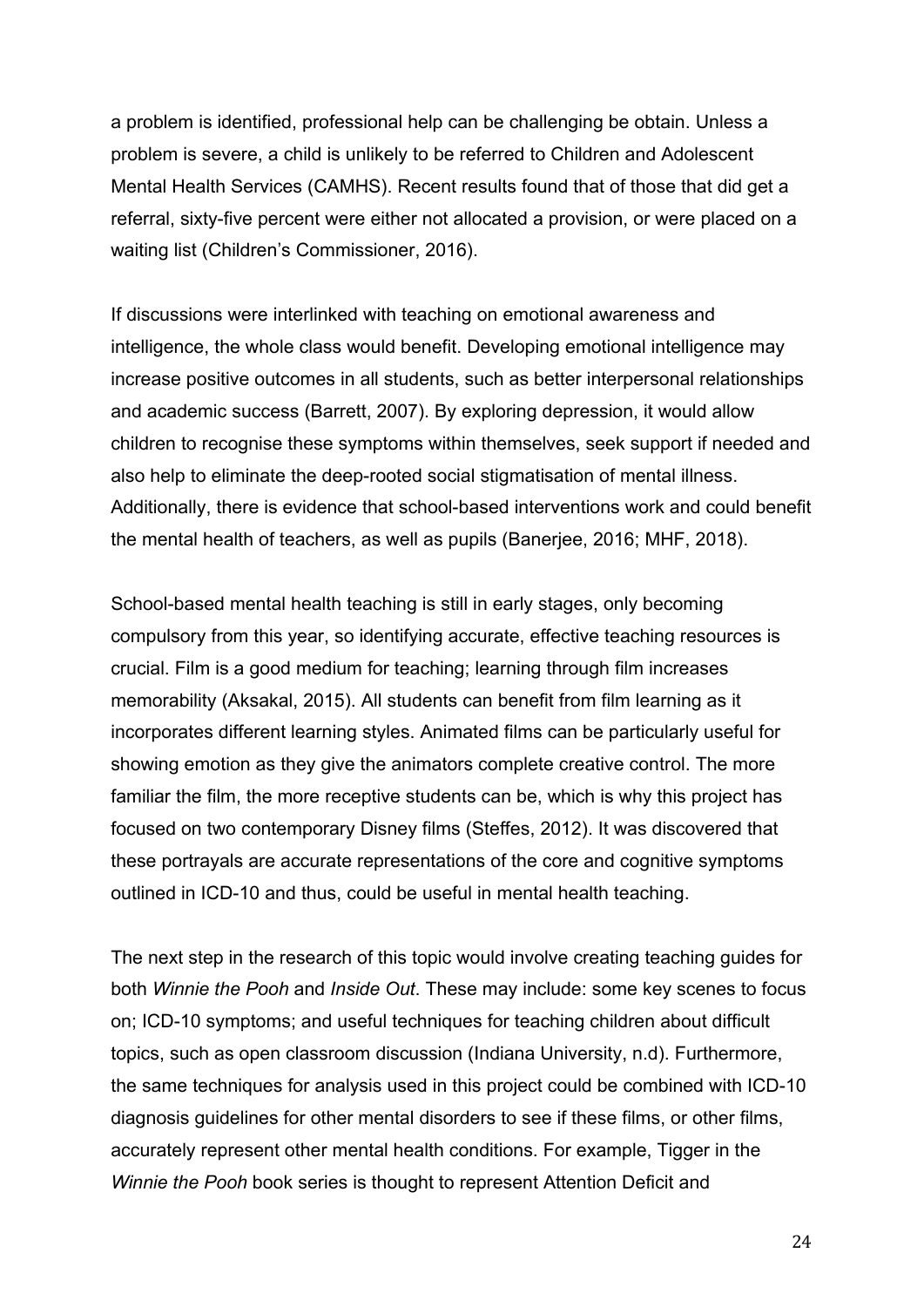a problem is identified, professional help can be challenging be obtain. Unless a problem is severe, a child is unlikely to be referred to Children and Adolescent Mental Health Services (CAMHS). Recent results found that of those that did get a referral, sixty-five percent were either not allocated a provision, or were placed on a waiting list (Children's Commissioner, 2016).

If discussions were interlinked with teaching on emotional awareness and intelligence, the whole class would benefit. Developing emotional intelligence may increase positive outcomes in all students, such as better interpersonal relationships and academic success (Barrett, 2007). By exploring depression, it would allow children to recognise these symptoms within themselves, seek support if needed and also help to eliminate the deep-rooted social stigmatisation of mental illness. Additionally, there is evidence that school-based interventions work and could benefit the mental health of teachers, as well as pupils (Banerjee, 2016; MHF, 2018).

School-based mental health teaching is still in early stages, only becoming compulsory from this year, so identifying accurate, effective teaching resources is crucial. Film is a good medium for teaching; learning through film increases memorability (Aksakal, 2015). All students can benefit from film learning as it incorporates different learning styles. Animated films can be particularly useful for showing emotion as they give the animators complete creative control. The more familiar the film, the more receptive students can be, which is why this project has focused on two contemporary Disney films (Steffes, 2012). It was discovered that these portrayals are accurate representations of the core and cognitive symptoms outlined in ICD-10 and thus, could be useful in mental health teaching.

The next step in the research of this topic would involve creating teaching guides for both *Winnie the Pooh* and *Inside Out*. These may include: some key scenes to focus on; ICD-10 symptoms; and useful techniques for teaching children about difficult topics, such as open classroom discussion (Indiana University, n.d). Furthermore, the same techniques for analysis used in this project could be combined with ICD-10 diagnosis guidelines for other mental disorders to see if these films, or other films, accurately represent other mental health conditions. For example, Tigger in the *Winnie the Pooh* book series is thought to represent Attention Deficit and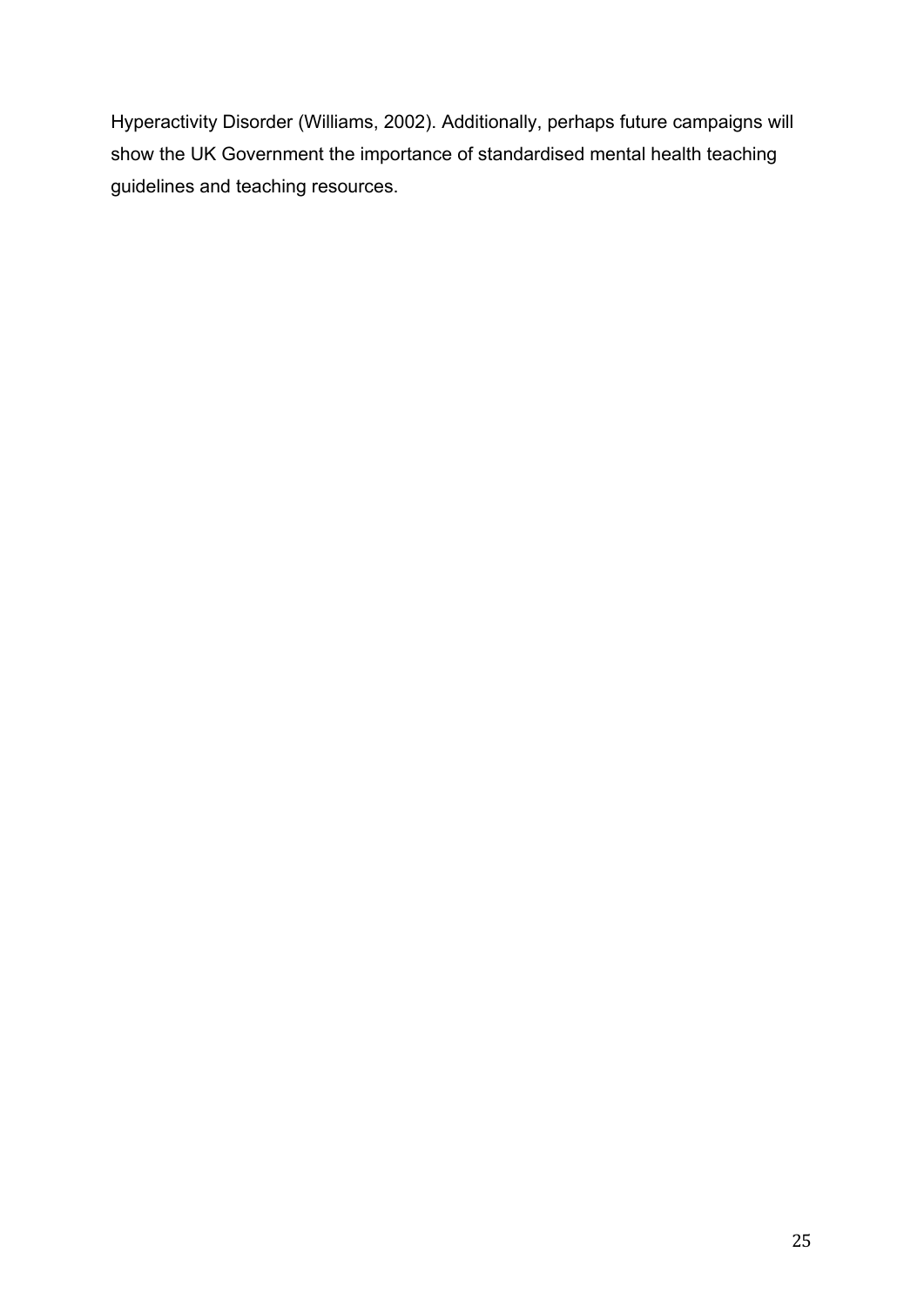Hyperactivity Disorder (Williams, 2002). Additionally, perhaps future campaigns will show the UK Government the importance of standardised mental health teaching guidelines and teaching resources.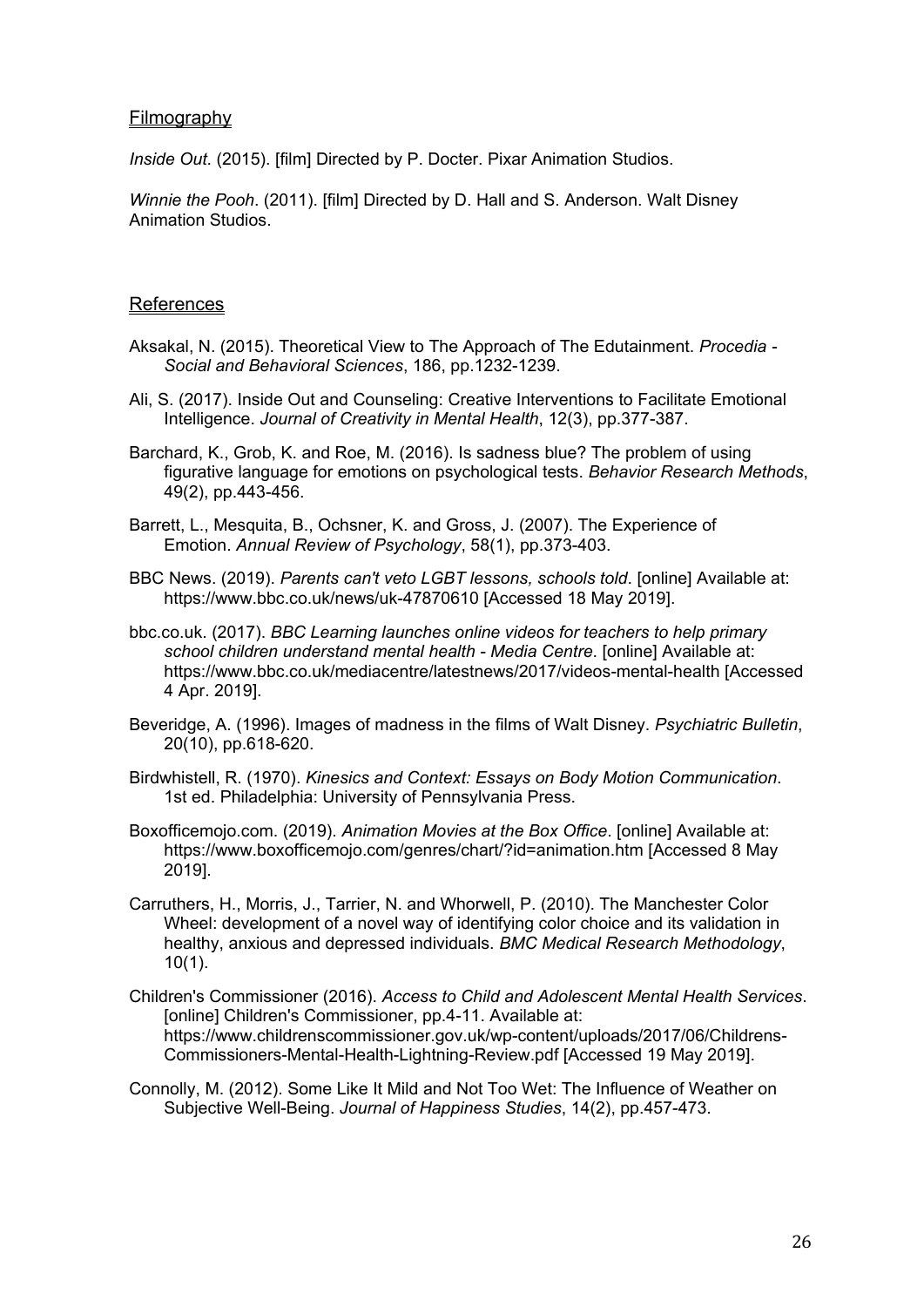## Filmography

*Inside Out*. (2015). [film] Directed by P. Docter. Pixar Animation Studios.

*Winnie the Pooh*. (2011). [film] Directed by D. Hall and S. Anderson. Walt Disney Animation Studios.

## References

Aksakal, N. (2015). Theoretical View to The Approach of The Edutainment. *Procedia - Social and Behavioral Sciences*, 186, pp.1232-1239.

Ali, S. (2017). Inside Out and Counseling: Creative Interventions to Facilitate Emotional Intelligence. *Journal of Creativity in Mental Health*, 12(3), pp.377-387.

Barchard, K., Grob, K. and Roe, M. (2016). Is sadness blue? The problem of using figurative language for emotions on psychological tests. *Behavior Research Methods*, 49(2), pp.443-456.

Barrett, L., Mesquita, B., Ochsner, K. and Gross, J. (2007). The Experience of Emotion. *Annual Review of Psychology*, 58(1), pp.373-403.

BBC News. (2019). *Parents can't veto LGBT lessons, schools told*. [online] Available at: https://www.bbc.co.uk/news/uk-47870610 [Accessed 18 May 2019].

bbc.co.uk. (2017). *BBC Learning launches online videos for teachers to help primary school children understand mental health - Media Centre*. [online] Available at: https://www.bbc.co.uk/mediacentre/latestnews/2017/videos-mental-health [Accessed 4 Apr. 2019].

Beveridge, A. (1996). Images of madness in the films of Walt Disney. *Psychiatric Bulletin*, 20(10), pp.618-620.

Birdwhistell, R. (1970). *Kinesics and Context: Essays on Body Motion Communication*. 1st ed. Philadelphia: University of Pennsylvania Press.

Boxofficemojo.com. (2019). *Animation Movies at the Box Office*. [online] Available at: https://www.boxofficemojo.com/genres/chart/?id=animation.htm [Accessed 8 May 2019].

Carruthers, H., Morris, J., Tarrier, N. and Whorwell, P. (2010). The Manchester Color Wheel: development of a novel way of identifying color choice and its validation in healthy, anxious and depressed individuals. *BMC Medical Research Methodology*, 10(1).

Children's Commissioner (2016). *Access to Child and Adolescent Mental Health Services*. [online] Children's Commissioner, pp.4-11. Available at: https://www.childrenscommissioner.gov.uk/wp-content/uploads/2017/06/Childrens-Commissioners-Mental-Health-Lightning-Review.pdf [Accessed 19 May 2019].

Connolly, M. (2012). Some Like It Mild and Not Too Wet: The Influence of Weather on Subjective Well-Being. *Journal of Happiness Studies*, 14(2), pp.457-473.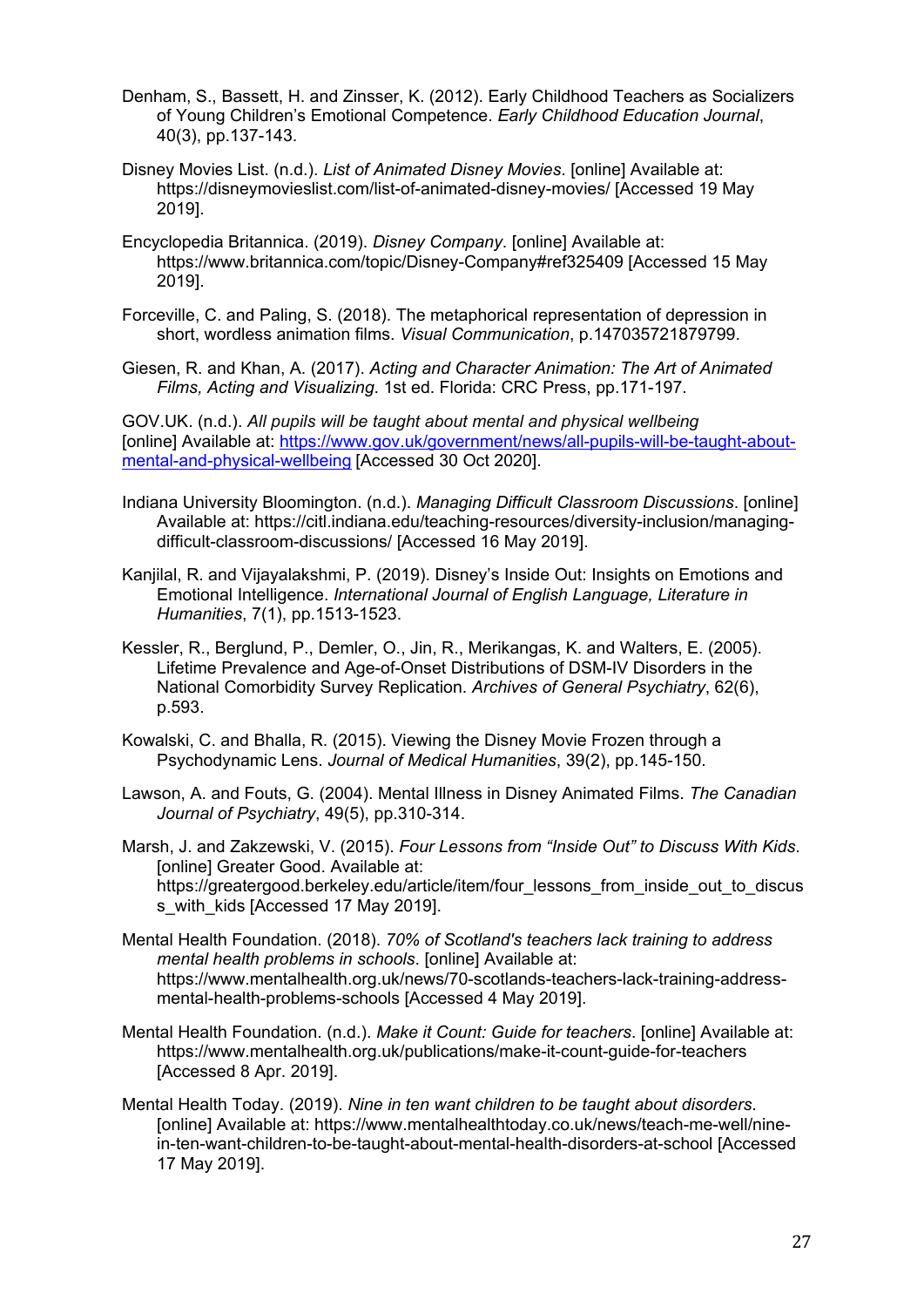Denham, S., Bassett, H. and Zinsser, K. (2012). Early Childhood Teachers as Socializers of Young Children's Emotional Competence. *Early Childhood Education Journal*, 40(3), pp.137-143.

Disney Movies List. (n.d.). *List of Animated Disney Movies*. [online] Available at: https://disneymovieslist.com/list-of-animated-disney-movies/ [Accessed 19 May 2019].

Encyclopedia Britannica. (2019). *Disney Company*. [online] Available at: https://www.britannica.com/topic/Disney-Company#ref325409 [Accessed 15 May 2019].

Forceville, C. and Paling, S. (2018). The metaphorical representation of depression in short, wordless animation films. *Visual Communication*, p.147035721879799.

Giesen, R. and Khan, A. (2017). *Acting and Character Animation: The Art of Animated Films, Acting and Visualizing*. 1st ed. Florida: CRC Press, pp.171-197.

GOV.UK. (n.d.). *All pupils will be taught about mental and physical wellbeing* [online] Available at: [https://www.gov.uk/government/news/all-pupils-will-be-taught-about-mental-and-physical-wellbeing](https://www.gov.uk/government/news/all-pupils-will-be-taught-about-mental-and-physical-wellbeing) [Accessed 30 Oct 2020].

Indiana University Bloomington. (n.d.). *Managing Difficult Classroom Discussions*. [online] Available at: https://citl.indiana.edu/teaching-resources/diversity-inclusion/managing-difficult-classroom-discussions/ [Accessed 16 May 2019].

Kanjilal, R. and Vijayalakshmi, P. (2019). Disney's Inside Out: Insights on Emotions and Emotional Intelligence. *International Journal of English Language, Literature in Humanities*, 7(1), pp.1513-1523.

Kessler, R., Berglund, P., Demler, O., Jin, R., Merikangas, K. and Walters, E. (2005). Lifetime Prevalence and Age-of-Onset Distributions of DSM-IV Disorders in the National Comorbidity Survey Replication. *Archives of General Psychiatry*, 62(6), p.593.

Kowalski, C. and Bhalla, R. (2015). Viewing the Disney Movie Frozen through a Psychodynamic Lens. *Journal of Medical Humanities*, 39(2), pp.145-150.

Lawson, A. and Fouts, G. (2004). Mental Illness in Disney Animated Films. *The Canadian Journal of Psychiatry*, 49(5), pp.310-314.

Marsh, J. and Zakzewski, V. (2015). *Four Lessons from "Inside Out" to Discuss With Kids*. [online] Greater Good. Available at: https://greatergood.berkeley.edu/article/item/four_lessons_from_inside_out_to_discuss_with_kids [Accessed 17 May 2019].

Mental Health Foundation. (2018). *70% of Scotland's teachers lack training to address mental health problems in schools*. [online] Available at: https://www.mentalhealth.org.uk/news/70-scotlands-teachers-lack-training-address-mental-health-problems-schools [Accessed 4 May 2019].

Mental Health Foundation. (n.d.). *Make it Count: Guide for teachers*. [online] Available at: https://www.mentalhealth.org.uk/publications/make-it-count-guide-for-teachers [Accessed 8 Apr. 2019].

Mental Health Today. (2019). *Nine in ten want children to be taught about disorders*. [online] Available at: https://www.mentalhealthtoday.co.uk/news/teach-me-well/nine-in-ten-want-children-to-be-taught-about-mental-health-disorders-at-school [Accessed 17 May 2019].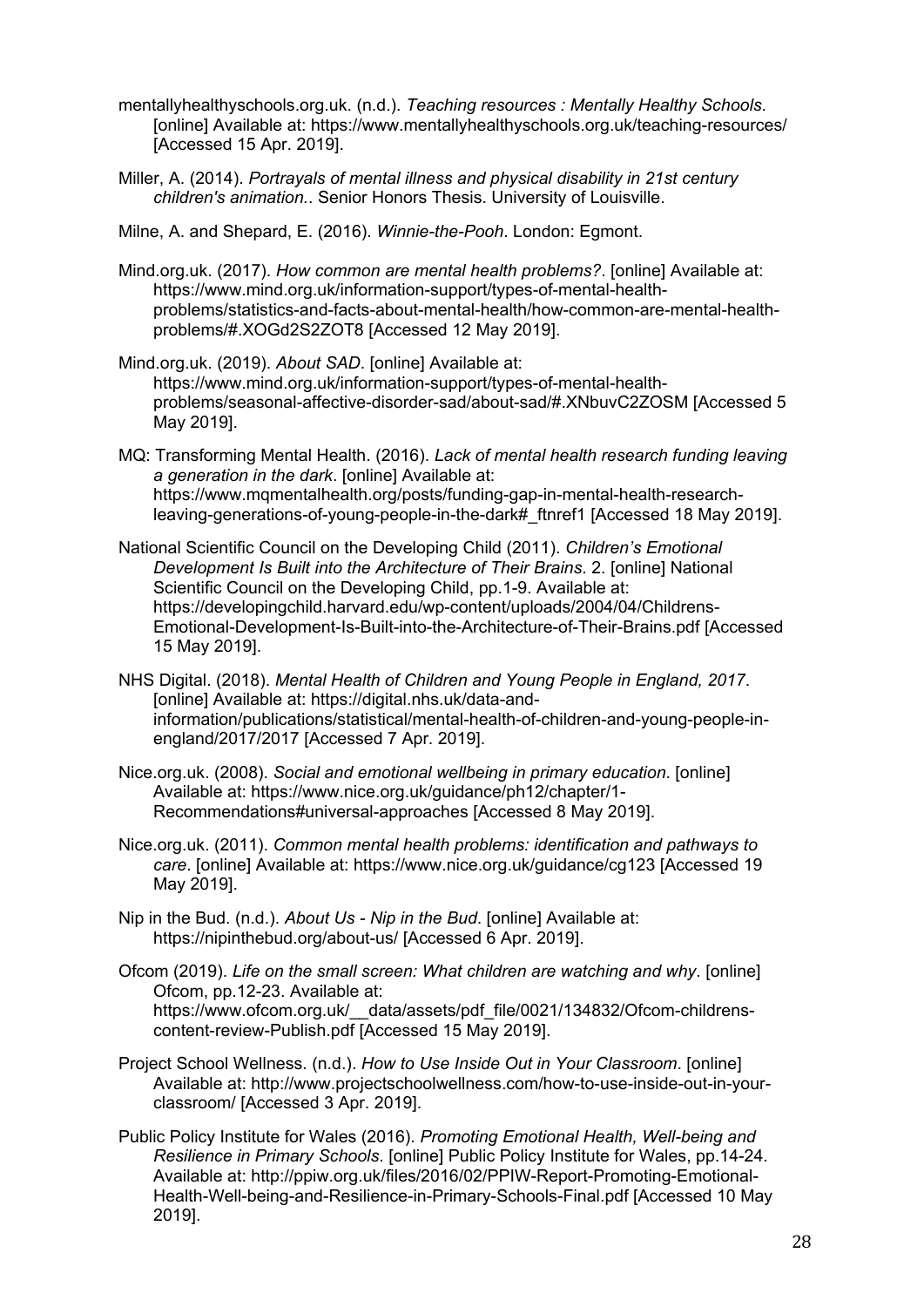mentallyhealthyschools.org.uk. (n.d.). *Teaching resources : Mentally Healthy Schools*. [online] Available at: https://www.mentallyhealthyschools.org.uk/teaching-resources/ [Accessed 15 Apr. 2019].

Miller, A. (2014). *Portrayals of mental illness and physical disability in 21st century children's animation.*. Senior Honors Thesis. University of Louisville.

Milne, A. and Shepard, E. (2016). *Winnie-the-Pooh*. London: Egmont.

Mind.org.uk. (2017). *How common are mental health problems?*. [online] Available at: https://www.mind.org.uk/information-support/types-of-mental-health-problems/statistics-and-facts-about-mental-health/how-common-are-mental-health-problems/#.XOGd2S2ZOT8 [Accessed 12 May 2019].

Mind.org.uk. (2019). *About SAD*. [online] Available at: https://www.mind.org.uk/information-support/types-of-mental-health-problems/seasonal-affective-disorder-sad/about-sad/#.XNbuvC2ZOSM [Accessed 5 May 2019].

MQ: Transforming Mental Health. (2016). *Lack of mental health research funding leaving a generation in the dark*. [online] Available at: https://www.mqmentalhealth.org/posts/funding-gap-in-mental-health-research-leaving-generations-of-young-people-in-the-dark#_ftnref1 [Accessed 18 May 2019].

National Scientific Council on the Developing Child (2011). *Children's Emotional Development Is Built into the Architecture of Their Brains*. 2. [online] National Scientific Council on the Developing Child, pp.1-9. Available at: https://developingchild.harvard.edu/wp-content/uploads/2004/04/Childrens-Emotional-Development-Is-Built-into-the-Architecture-of-Their-Brains.pdf [Accessed 15 May 2019].

NHS Digital. (2018). *Mental Health of Children and Young People in England, 2017*. [online] Available at: https://digital.nhs.uk/data-and-information/publications/statistical/mental-health-of-children-and-young-people-in-england/2017/2017 [Accessed 7 Apr. 2019].

Nice.org.uk. (2008). *Social and emotional wellbeing in primary education*. [online] Available at: https://www.nice.org.uk/guidance/ph12/chapter/1-Recommendations#universal-approaches [Accessed 8 May 2019].

Nice.org.uk. (2011). *Common mental health problems: identification and pathways to care*. [online] Available at: https://www.nice.org.uk/guidance/cg123 [Accessed 19 May 2019].

Nip in the Bud. (n.d.). *About Us - Nip in the Bud*. [online] Available at: https://nipinthebud.org/about-us/ [Accessed 6 Apr. 2019].

Ofcom (2019). *Life on the small screen: What children are watching and why*. [online] Ofcom, pp.12-23. Available at: https://www.ofcom.org.uk/__data/assets/pdf_file/0021/134832/Ofcom-childrens-content-review-Publish.pdf [Accessed 15 May 2019].

Project School Wellness. (n.d.). *How to Use Inside Out in Your Classroom*. [online] Available at: http://www.projectschoolwellness.com/how-to-use-inside-out-in-your-classroom/ [Accessed 3 Apr. 2019].

Public Policy Institute for Wales (2016). *Promoting Emotional Health, Well-being and Resilience in Primary Schools*. [online] Public Policy Institute for Wales, pp.14-24. Available at: http://ppiw.org.uk/files/2016/02/PPIW-Report-Promoting-Emotional-Health-Well-being-and-Resilience-in-Primary-Schools-Final.pdf [Accessed 10 May 2019].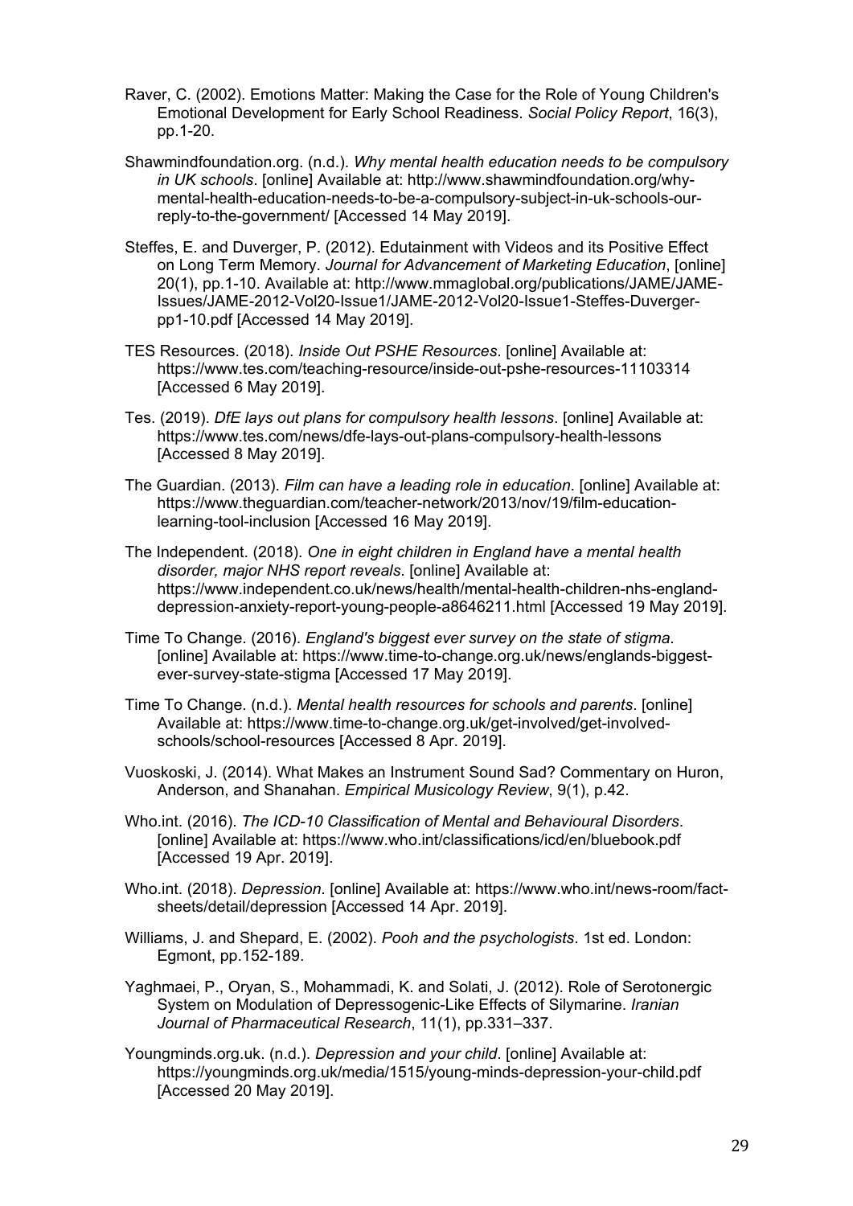Raver, C. (2002). Emotions Matter: Making the Case for the Role of Young Children's Emotional Development for Early School Readiness. *Social Policy Report*, 16(3), pp.1-20.

Shawmindfoundation.org. (n.d.). *Why mental health education needs to be compulsory in UK schools*. [online] Available at: http://www.shawmindfoundation.org/why-mental-health-education-needs-to-be-a-compulsory-subject-in-uk-schools-our-reply-to-the-government/ [Accessed 14 May 2019].

Steffes, E. and Duverger, P. (2012). Edutainment with Videos and its Positive Effect on Long Term Memory. *Journal for Advancement of Marketing Education*, [online] 20(1), pp.1-10. Available at: http://www.mmaglobal.org/publications/JAME/JAME-Issues/JAME-2012-Vol20-Issue1/JAME-2012-Vol20-Issue1-Steffes-Duverger-pp1-10.pdf [Accessed 14 May 2019].

TES Resources. (2018). *Inside Out PSHE Resources*. [online] Available at: https://www.tes.com/teaching-resource/inside-out-pshe-resources-11103314 [Accessed 6 May 2019].

Tes. (2019). *DfE lays out plans for compulsory health lessons*. [online] Available at: https://www.tes.com/news/dfe-lays-out-plans-compulsory-health-lessons [Accessed 8 May 2019].

The Guardian. (2013). *Film can have a leading role in education*. [online] Available at: https://www.theguardian.com/teacher-network/2013/nov/19/film-education-learning-tool-inclusion [Accessed 16 May 2019].

The Independent. (2018). *One in eight children in England have a mental health disorder, major NHS report reveals*. [online] Available at: https://www.independent.co.uk/news/health/mental-health-children-nhs-england-depression-anxiety-report-young-people-a8646211.html [Accessed 19 May 2019].

Time To Change. (2016). *England's biggest ever survey on the state of stigma*. [online] Available at: https://www.time-to-change.org.uk/news/englands-biggest-ever-survey-state-stigma [Accessed 17 May 2019].

Time To Change. (n.d.). *Mental health resources for schools and parents*. [online] Available at: https://www.time-to-change.org.uk/get-involved/get-involved-schools/school-resources [Accessed 8 Apr. 2019].

Vuoskoski, J. (2014). What Makes an Instrument Sound Sad? Commentary on Huron, Anderson, and Shanahan. *Empirical Musicology Review*, 9(1), p.42.

Who.int. (2016). *The ICD-10 Classification of Mental and Behavioural Disorders*. [online] Available at: https://www.who.int/classifications/icd/en/bluebook.pdf [Accessed 19 Apr. 2019].

Who.int. (2018). *Depression*. [online] Available at: https://www.who.int/news-room/fact-sheets/detail/depression [Accessed 14 Apr. 2019].

Williams, J. and Shepard, E. (2002). *Pooh and the psychologists*. 1st ed. London: Egmont, pp.152-189.

Yaghmaei, P., Oryan, S., Mohammadi, K. and Solati, J. (2012). Role of Serotonergic System on Modulation of Depressogenic-Like Effects of Silymarine. *Iranian Journal of Pharmaceutical Research*, 11(1), pp.331–337.

Youngminds.org.uk. (n.d.). *Depression and your child*. [online] Available at: https://youngminds.org.uk/media/1515/young-minds-depression-your-child.pdf [Accessed 20 May 2019].